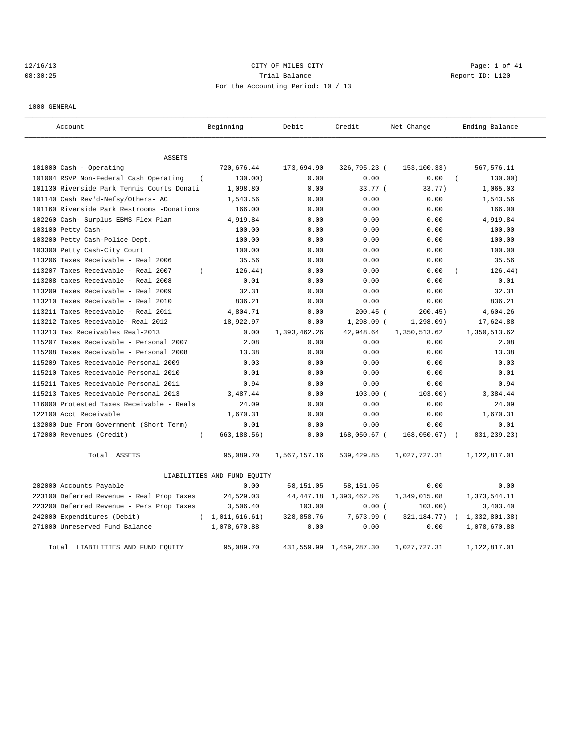CITY OF MILES CITY

Trial Balance

For the Accounting Period: 10 / 13

12/16/13 08:30:25 Report ID: L120

1000 GENERAL

| Account | Beginning | Debit | Credit | Net Change | Ending Balance |
|---|---|---|---|---|---|
| **ASSETS** | | | | | |
| 101000 Cash - Operating | 720,676.44 | 173,694.90 | 326,795.23 | ( 153,100.33) | 567,576.11 |
| 101004 RSVP Non-Federal Cash Operating | ( 130.00) | 0.00 | 0.00 | 0.00 | ( 130.00) |
| 101130 Riverside Park Tennis Courts Donati | 1,098.80 | 0.00 | 33.77 | ( 33.77) | 1,065.03 |
| 101140 Cash Rev'd-Nefsy/Others- AC | 1,543.56 | 0.00 | 0.00 | 0.00 | 1,543.56 |
| 101160 Riverside Park Restrooms -Donations | 166.00 | 0.00 | 0.00 | 0.00 | 166.00 |
| 102260 Cash- Surplus EBMS Flex Plan | 4,919.84 | 0.00 | 0.00 | 0.00 | 4,919.84 |
| 103100 Petty Cash- | 100.00 | 0.00 | 0.00 | 0.00 | 100.00 |
| 103200 Petty Cash-Police Dept. | 100.00 | 0.00 | 0.00 | 0.00 | 100.00 |
| 103300 Petty Cash-City Court | 100.00 | 0.00 | 0.00 | 0.00 | 100.00 |
| 113206 Taxes Receivable - Real 2006 | 35.56 | 0.00 | 0.00 | 0.00 | 35.56 |
| 113207 Taxes Receivable - Real 2007 | ( 126.44) | 0.00 | 0.00 | 0.00 | ( 126.44) |
| 113208 taxes Receivable - Real 2008 | 0.01 | 0.00 | 0.00 | 0.00 | 0.01 |
| 113209 Taxes Receivable - Real 2009 | 32.31 | 0.00 | 0.00 | 0.00 | 32.31 |
| 113210 Taxes Receivable - Real 2010 | 836.21 | 0.00 | 0.00 | 0.00 | 836.21 |
| 113211 Taxes Receivable - Real 2011 | 4,804.71 | 0.00 | 200.45 | ( 200.45) | 4,604.26 |
| 113212 Taxes Receivable- Real 2012 | 18,922.97 | 0.00 | 1,298.09 | ( 1,298.09) | 17,624.88 |
| 113213 Tax Receivables Real-2013 | 0.00 | 1,393,462.26 | 42,948.64 | 1,350,513.62 | 1,350,513.62 |
| 115207 Taxes Receivable - Personal 2007 | 2.08 | 0.00 | 0.00 | 0.00 | 2.08 |
| 115208 Taxes Receivable - Personal 2008 | 13.38 | 0.00 | 0.00 | 0.00 | 13.38 |
| 115209 Taxes Receivable Personal 2009 | 0.03 | 0.00 | 0.00 | 0.00 | 0.03 |
| 115210 Taxes Receivable Personal 2010 | 0.01 | 0.00 | 0.00 | 0.00 | 0.01 |
| 115211 Taxes Receivable Personal 2011 | 0.94 | 0.00 | 0.00 | 0.00 | 0.94 |
| 115213 Taxes Receivable Personal 2013 | 3,487.44 | 0.00 | 103.00 | ( 103.00) | 3,384.44 |
| 116000 Protested Taxes Receivable - Reals | 24.09 | 0.00 | 0.00 | 0.00 | 24.09 |
| 122100 Acct Receivable | 1,670.31 | 0.00 | 0.00 | 0.00 | 1,670.31 |
| 132000 Due From Government (Short Term) | 0.01 | 0.00 | 0.00 | 0.00 | 0.01 |
| 172000 Revenues (Credit) | ( 663,188.56) | 0.00 | 168,050.67 | ( 168,050.67) | ( 831,239.23) |
| Total ASSETS | 95,089.70 | 1,567,157.16 | 539,429.85 | 1,027,727.31 | 1,122,817.01 |
| **LIABILITIES AND FUND EQUITY** | | | | | |
| 202000 Accounts Payable | 0.00 | 58,151.05 | 58,151.05 | 0.00 | 0.00 |
| 223100 Deferred Revenue - Real Prop Taxes | 24,529.03 | 44,447.18 | 1,393,462.26 | 1,349,015.08 | 1,373,544.11 |
| 223200 Deferred Revenue - Pers Prop Taxes | 3,506.40 | 103.00 | 0.00 | ( 103.00) | 3,403.40 |
| 242000 Expenditures (Debit) | ( 1,011,616.61) | 328,858.76 | 7,673.99 | ( 321,184.77) | ( 1,332,801.38) |
| 271000 Unreserved Fund Balance | 1,078,670.88 | 0.00 | 0.00 | 0.00 | 1,078,670.88 |
| Total LIABILITIES AND FUND EQUITY | 95,089.70 | 431,559.99 | 1,459,287.30 | 1,027,727.31 | 1,122,817.01 |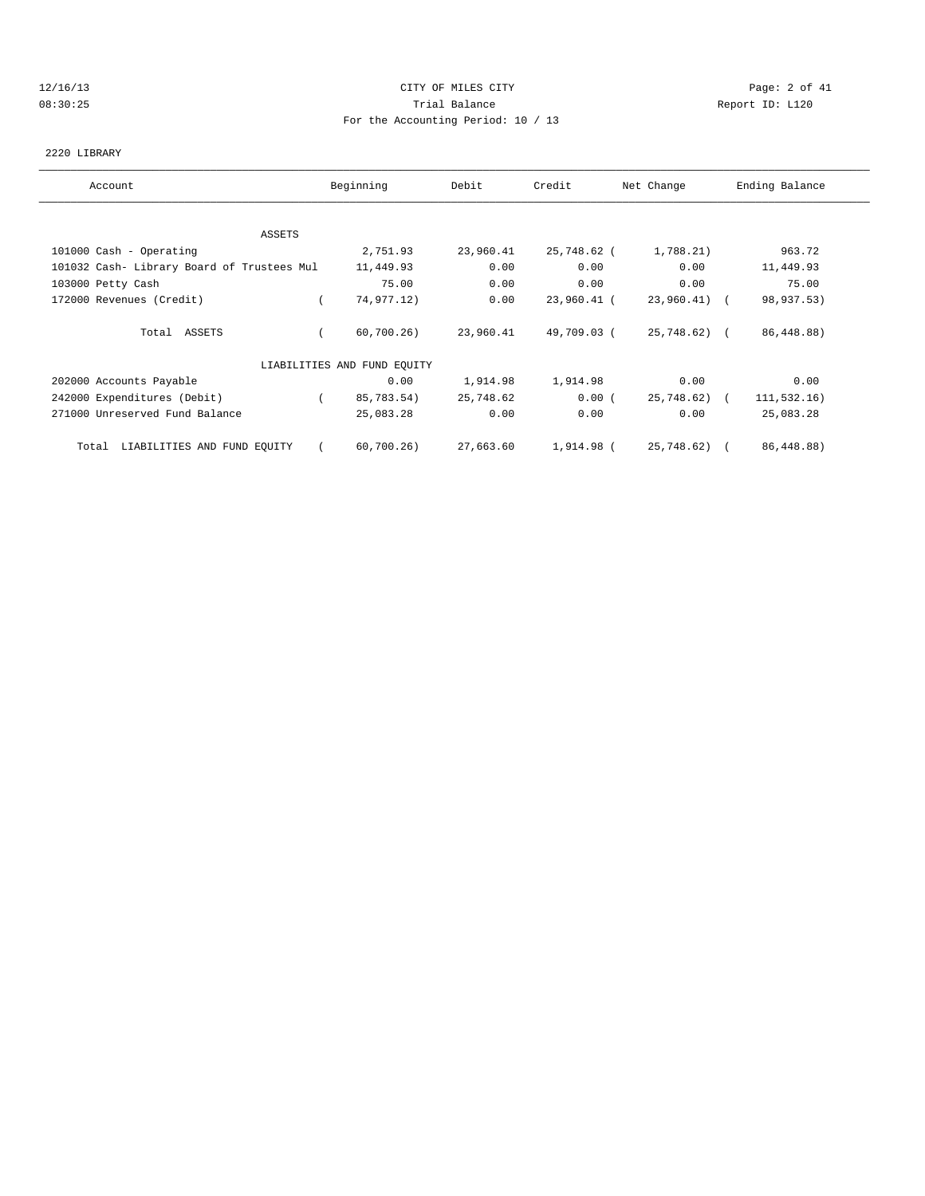# CITY OF MILES CITY

Trial Balance

For the Accounting Period: 10 / 13

12/16/13 08:30:25 — Report ID: L120

## 2220 LIBRARY

| Account | Beginning | Debit | Credit | Net Change | Ending Balance |
|---|---|---|---|---|---|
| **ASSETS** | | | | | |
| 101000 Cash - Operating | 2,751.93 | 23,960.41 | 25,748.62 | (1,788.21) | 963.72 |
| 101032 Cash- Library Board of Trustees Mul | 11,449.93 | 0.00 | 0.00 | 0.00 | 11,449.93 |
| 103000 Petty Cash | 75.00 | 0.00 | 0.00 | 0.00 | 75.00 |
| 172000 Revenues (Credit) | (74,977.12) | 0.00 | 23,960.41 | (23,960.41) | (98,937.53) |
| Total ASSETS | (60,700.26) | 23,960.41 | 49,709.03 | (25,748.62) | (86,448.88) |
| **LIABILITIES AND FUND EQUITY** | | | | | |
| 202000 Accounts Payable | 0.00 | 1,914.98 | 1,914.98 | 0.00 | 0.00 |
| 242000 Expenditures (Debit) | (85,783.54) | 25,748.62 | 0.00 | (25,748.62) | (111,532.16) |
| 271000 Unreserved Fund Balance | 25,083.28 | 0.00 | 0.00 | 0.00 | 25,083.28 |
| Total LIABILITIES AND FUND EQUITY | (60,700.26) | 27,663.60 | 1,914.98 | (25,748.62) | (86,448.88) |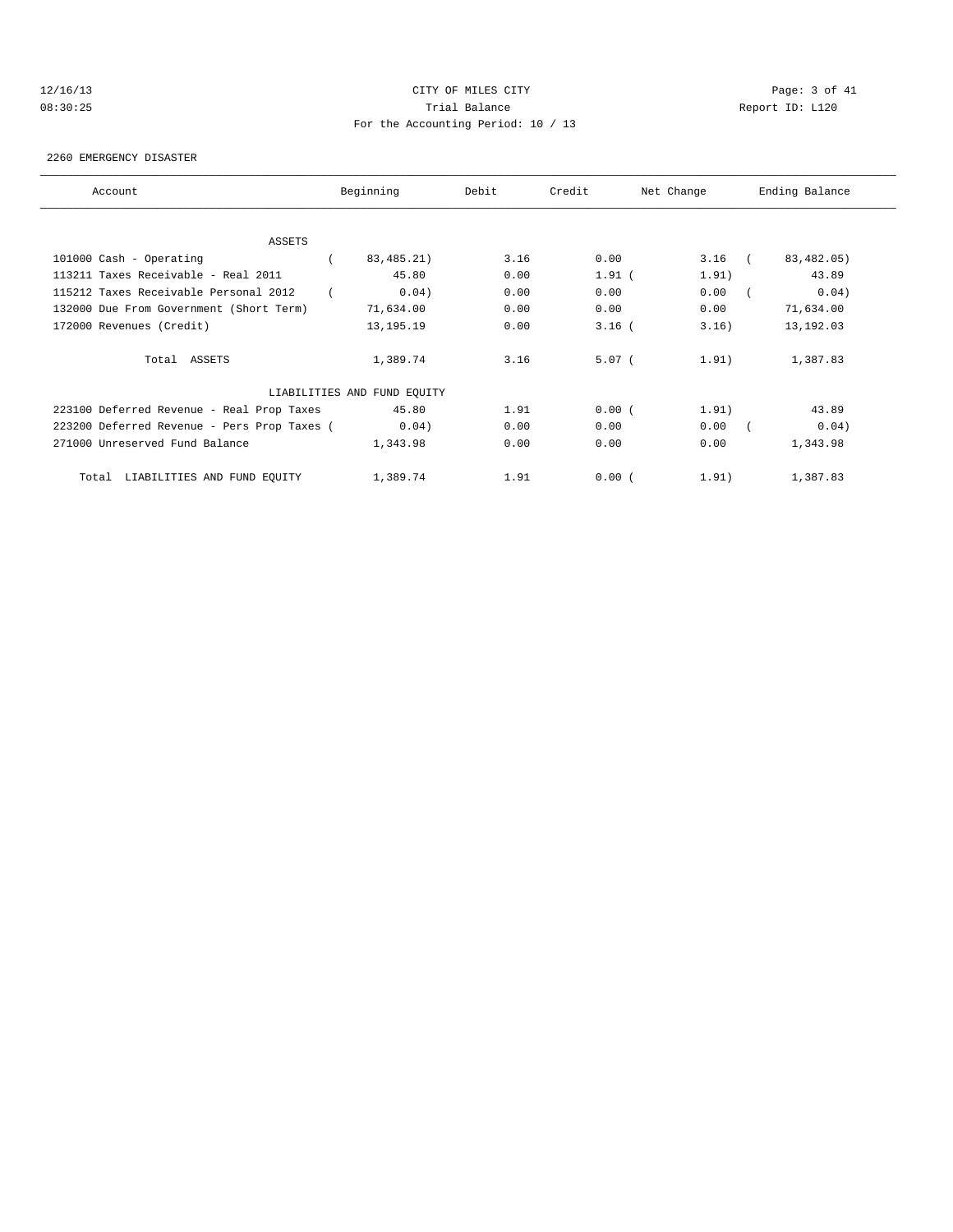# CITY OF MILES CITY

Trial Balance

For the Accounting Period: 10 / 13

12/16/13 08:30:25 — Report ID: L120

2260 EMERGENCY DISASTER

| Account | Beginning | Debit | Credit | Net Change | Ending Balance |
|---|---|---|---|---|---|
| ASSETS | | | | | |
| 101000 Cash - Operating | (83,485.21) | 3.16 | 0.00 | 3.16 | (83,482.05) |
| 113211 Taxes Receivable - Real 2011 | 45.80 | 0.00 | 1.91 | (1.91) | 43.89 |
| 115212 Taxes Receivable Personal 2012 | (0.04) | 0.00 | 0.00 | 0.00 | (0.04) |
| 132000 Due From Government (Short Term) | 71,634.00 | 0.00 | 0.00 | 0.00 | 71,634.00 |
| 172000 Revenues (Credit) | 13,195.19 | 0.00 | 3.16 | (3.16) | 13,192.03 |
| Total ASSETS | 1,389.74 | 3.16 | 5.07 | (1.91) | 1,387.83 |
| LIABILITIES AND FUND EQUITY | | | | | |
| 223100 Deferred Revenue - Real Prop Taxes | 45.80 | 1.91 | 0.00 | (1.91) | 43.89 |
| 223200 Deferred Revenue - Pers Prop Taxes | (0.04) | 0.00 | 0.00 | 0.00 | (0.04) |
| 271000 Unreserved Fund Balance | 1,343.98 | 0.00 | 0.00 | 0.00 | 1,343.98 |
| Total LIABILITIES AND FUND EQUITY | 1,389.74 | 1.91 | 0.00 | (1.91) | 1,387.83 |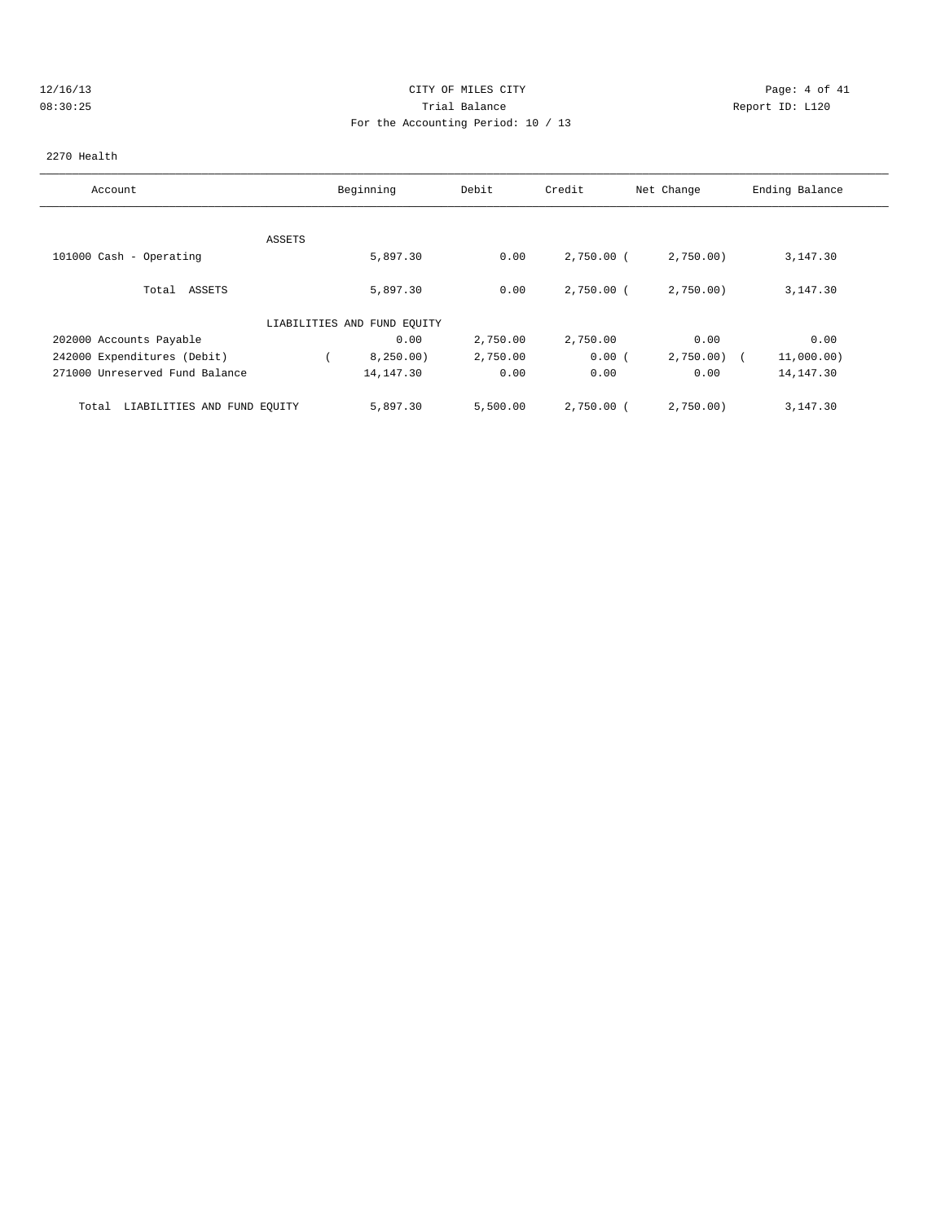CITY OF MILES CITY

Trial Balance

For the Accounting Period: 10 / 13

2270 Health

| Account | Beginning | Debit | Credit | Net Change | Ending Balance |
|---|---|---|---|---|---|
| ASSETS | | | | | |
| 101000 Cash - Operating | 5,897.30 | 0.00 | 2,750.00 | ( 2,750.00) | 3,147.30 |
| Total ASSETS | 5,897.30 | 0.00 | 2,750.00 | ( 2,750.00) | 3,147.30 |
| LIABILITIES AND FUND EQUITY | | | | | |
| 202000 Accounts Payable | 0.00 | 2,750.00 | 2,750.00 | 0.00 | 0.00 |
| 242000 Expenditures (Debit) | ( 8,250.00) | 2,750.00 | 0.00 | ( 2,750.00) | ( 11,000.00) |
| 271000 Unreserved Fund Balance | 14,147.30 | 0.00 | 0.00 | 0.00 | 14,147.30 |
| Total LIABILITIES AND FUND EQUITY | 5,897.30 | 5,500.00 | 2,750.00 | ( 2,750.00) | 3,147.30 |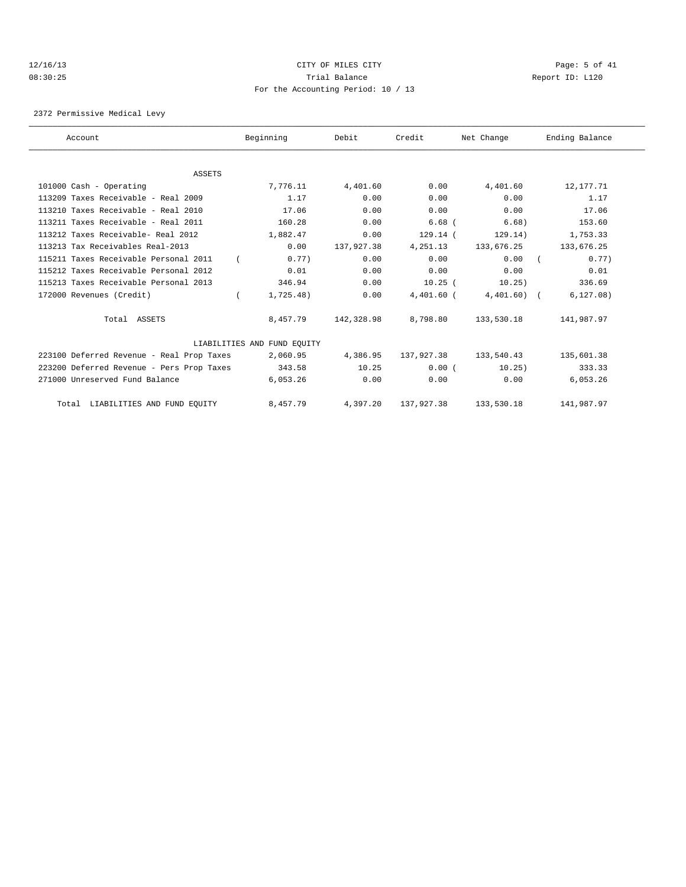CITY OF MILES CITY
Trial Balance
For the Accounting Period: 10 / 13

12/16/13
08:30:25

Report ID: L120

2372 Permissive Medical Levy

| Account | Beginning | Debit | Credit | Net Change | Ending Balance |
|---|---|---|---|---|---|
| **ASSETS** | | | | | |
| 101000 Cash - Operating | 7,776.11 | 4,401.60 | 0.00 | 4,401.60 | 12,177.71 |
| 113209 Taxes Receivable - Real 2009 | 1.17 | 0.00 | 0.00 | 0.00 | 1.17 |
| 113210 Taxes Receivable - Real 2010 | 17.06 | 0.00 | 0.00 | 0.00 | 17.06 |
| 113211 Taxes Receivable - Real 2011 | 160.28 | 0.00 | 6.68 | ( 6.68) | 153.60 |
| 113212 Taxes Receivable- Real 2012 | 1,882.47 | 0.00 | 129.14 | ( 129.14) | 1,753.33 |
| 113213 Tax Receivables Real-2013 | 0.00 | 137,927.38 | 4,251.13 | 133,676.25 | 133,676.25 |
| 115211 Taxes Receivable Personal 2011 | ( 0.77) | 0.00 | 0.00 | 0.00 | ( 0.77) |
| 115212 Taxes Receivable Personal 2012 | 0.01 | 0.00 | 0.00 | 0.00 | 0.01 |
| 115213 Taxes Receivable Personal 2013 | 346.94 | 0.00 | 10.25 | ( 10.25) | 336.69 |
| 172000 Revenues (Credit) | ( 1,725.48) | 0.00 | 4,401.60 | ( 4,401.60) | ( 6,127.08) |
| Total ASSETS | 8,457.79 | 142,328.98 | 8,798.80 | 133,530.18 | 141,987.97 |
| **LIABILITIES AND FUND EQUITY** | | | | | |
| 223100 Deferred Revenue - Real Prop Taxes | 2,060.95 | 4,386.95 | 137,927.38 | 133,540.43 | 135,601.38 |
| 223200 Deferred Revenue - Pers Prop Taxes | 343.58 | 10.25 | 0.00 | ( 10.25) | 333.33 |
| 271000 Unreserved Fund Balance | 6,053.26 | 0.00 | 0.00 | 0.00 | 6,053.26 |
| Total LIABILITIES AND FUND EQUITY | 8,457.79 | 4,397.20 | 137,927.38 | 133,530.18 | 141,987.97 |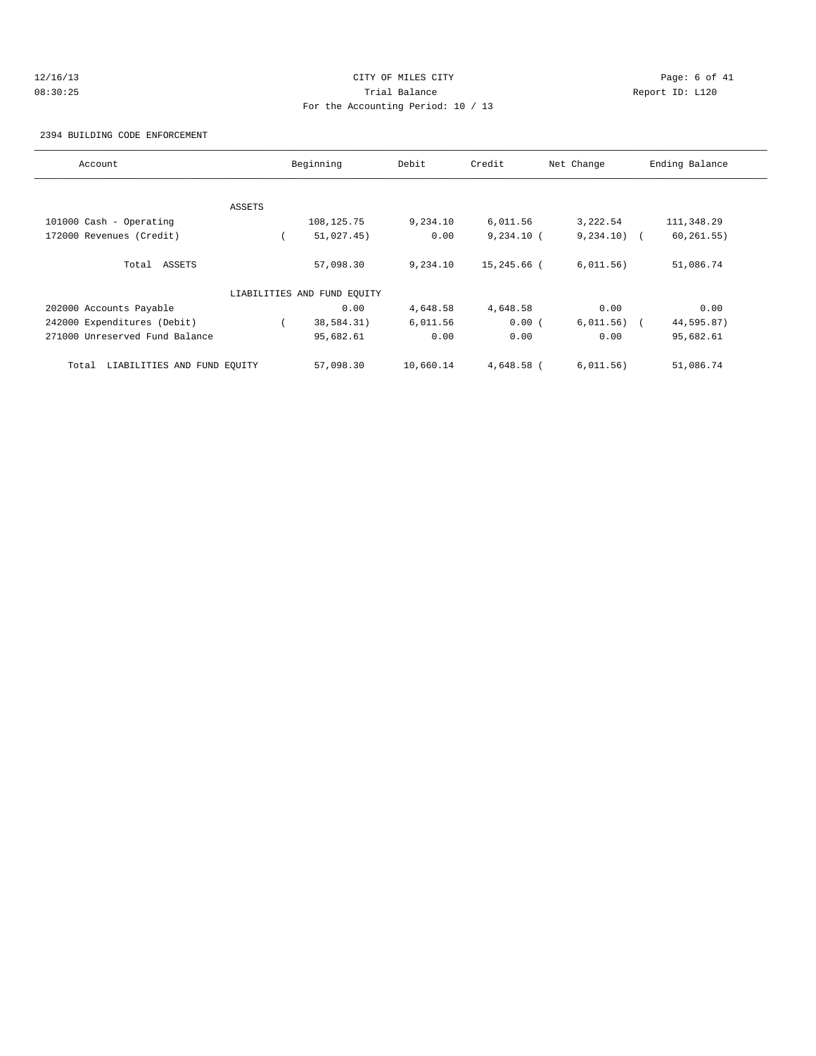CITY OF MILES CITY

Trial Balance

For the Accounting Period: 10 / 13

2394 BUILDING CODE ENFORCEMENT

| Account | Beginning | Debit | Credit | Net Change | Ending Balance |
|---|---|---|---|---|---|
| ASSETS | | | | | |
| 101000 Cash - Operating | 108,125.75 | 9,234.10 | 6,011.56 | 3,222.54 | 111,348.29 |
| 172000 Revenues (Credit) | ( 51,027.45) | 0.00 | 9,234.10 | ( 9,234.10) | ( 60,261.55) |
| Total ASSETS | 57,098.30 | 9,234.10 | 15,245.66 | ( 6,011.56) | 51,086.74 |
| LIABILITIES AND FUND EQUITY | | | | | |
| 202000 Accounts Payable | 0.00 | 4,648.58 | 4,648.58 | 0.00 | 0.00 |
| 242000 Expenditures (Debit) | ( 38,584.31) | 6,011.56 | 0.00 | ( 6,011.56) | ( 44,595.87) |
| 271000 Unreserved Fund Balance | 95,682.61 | 0.00 | 0.00 | 0.00 | 95,682.61 |
| Total LIABILITIES AND FUND EQUITY | 57,098.30 | 10,660.14 | 4,648.58 | ( 6,011.56) | 51,086.74 |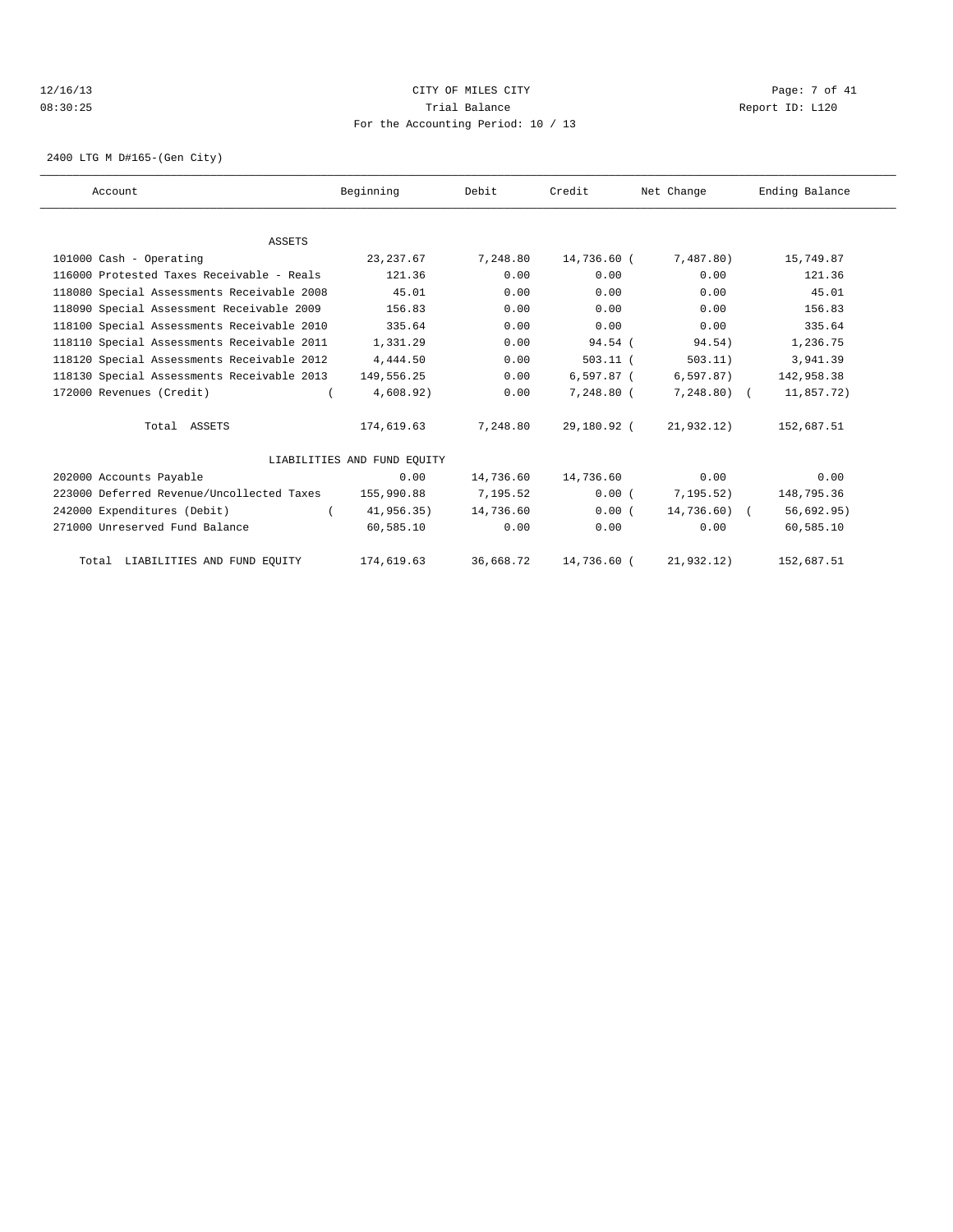12/16/13 CITY OF MILES CITY
08:30:25 Trial Balance Report ID: L120
For the Accounting Period: 10 / 13

2400 LTG M D#165-(Gen City)

| Account | Beginning | Debit | Credit | Net Change | Ending Balance |
|---|---|---|---|---|---|
| **ASSETS** | | | | | |
| 101000 Cash - Operating | 23,237.67 | 7,248.80 | 14,736.60 | (7,487.80) | 15,749.87 |
| 116000 Protested Taxes Receivable - Reals | 121.36 | 0.00 | 0.00 | 0.00 | 121.36 |
| 118080 Special Assessments Receivable 2008 | 45.01 | 0.00 | 0.00 | 0.00 | 45.01 |
| 118090 Special Assessment Receivable 2009 | 156.83 | 0.00 | 0.00 | 0.00 | 156.83 |
| 118100 Special Assessments Receivable 2010 | 335.64 | 0.00 | 0.00 | 0.00 | 335.64 |
| 118110 Special Assessments Receivable 2011 | 1,331.29 | 0.00 | 94.54 | (94.54) | 1,236.75 |
| 118120 Special Assessments Receivable 2012 | 4,444.50 | 0.00 | 503.11 | (503.11) | 3,941.39 |
| 118130 Special Assessments Receivable 2013 | 149,556.25 | 0.00 | 6,597.87 | (6,597.87) | 142,958.38 |
| 172000 Revenues (Credit) | (4,608.92) | 0.00 | 7,248.80 | (7,248.80) | (11,857.72) |
| Total ASSETS | 174,619.63 | 7,248.80 | 29,180.92 | (21,932.12) | 152,687.51 |
| **LIABILITIES AND FUND EQUITY** | | | | | |
| 202000 Accounts Payable | 0.00 | 14,736.60 | 14,736.60 | 0.00 | 0.00 |
| 223000 Deferred Revenue/Uncollected Taxes | 155,990.88 | 7,195.52 | 0.00 | (7,195.52) | 148,795.36 |
| 242000 Expenditures (Debit) | (41,956.35) | 14,736.60 | 0.00 | (14,736.60) | (56,692.95) |
| 271000 Unreserved Fund Balance | 60,585.10 | 0.00 | 0.00 | 0.00 | 60,585.10 |
| Total LIABILITIES AND FUND EQUITY | 174,619.63 | 36,668.72 | 14,736.60 | (21,932.12) | 152,687.51 |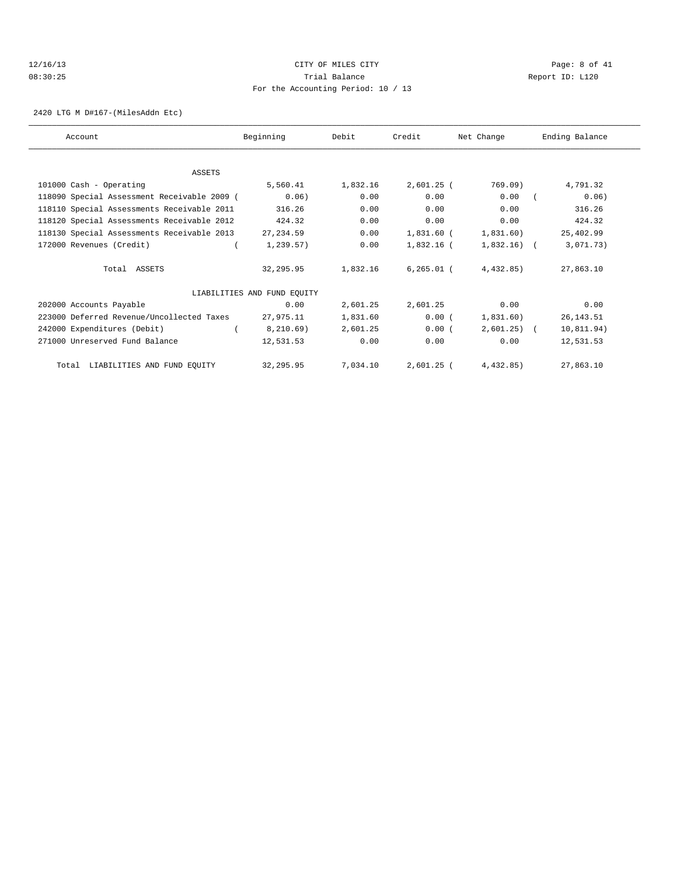CITY OF MILES CITY
Trial Balance
For the Accounting Period: 10 / 13

12/16/13
08:30:25

Report ID: L120

2420 LTG M D#167-(MilesAddn Etc)

| Account | Beginning | Debit | Credit | Net Change | Ending Balance |
|---|---|---|---|---|---|
| ASSETS | | | | | |
| 101000 Cash - Operating | 5,560.41 | 1,832.16 | 2,601.25 | ( 769.09) | 4,791.32 |
| 118090 Special Assessment Receivable 2009 | ( 0.06) | 0.00 | 0.00 | 0.00 | ( 0.06) |
| 118110 Special Assessments Receivable 2011 | 316.26 | 0.00 | 0.00 | 0.00 | 316.26 |
| 118120 Special Assessments Receivable 2012 | 424.32 | 0.00 | 0.00 | 0.00 | 424.32 |
| 118130 Special Assessments Receivable 2013 | 27,234.59 | 0.00 | 1,831.60 | ( 1,831.60) | 25,402.99 |
| 172000 Revenues (Credit) | ( 1,239.57) | 0.00 | 1,832.16 | ( 1,832.16) | ( 3,071.73) |
| Total ASSETS | 32,295.95 | 1,832.16 | 6,265.01 | ( 4,432.85) | 27,863.10 |
| LIABILITIES AND FUND EQUITY | | | | | |
| 202000 Accounts Payable | 0.00 | 2,601.25 | 2,601.25 | 0.00 | 0.00 |
| 223000 Deferred Revenue/Uncollected Taxes | 27,975.11 | 1,831.60 | 0.00 | ( 1,831.60) | 26,143.51 |
| 242000 Expenditures (Debit) | ( 8,210.69) | 2,601.25 | 0.00 | ( 2,601.25) | ( 10,811.94) |
| 271000 Unreserved Fund Balance | 12,531.53 | 0.00 | 0.00 | 0.00 | 12,531.53 |
| Total LIABILITIES AND FUND EQUITY | 32,295.95 | 7,034.10 | 2,601.25 | ( 4,432.85) | 27,863.10 |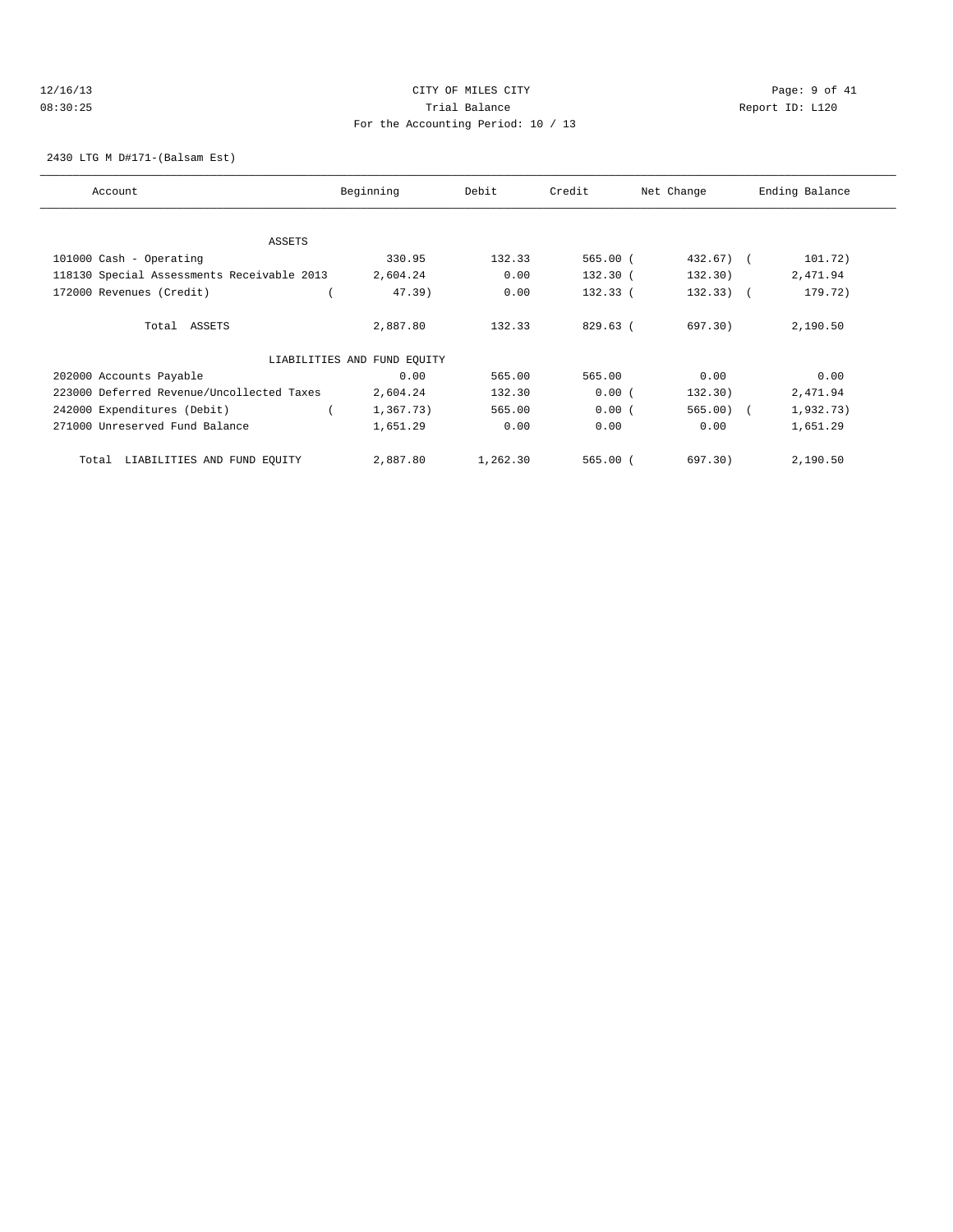CITY OF MILES CITY

Trial Balance

For the Accounting Period: 10 / 13

12/16/13 08:30:25 — Report ID: L120

2430 LTG M D#171-(Balsam Est)

| Account | Beginning | Debit | Credit | Net Change | Ending Balance |
|---|---|---|---|---|---|
| ASSETS | | | | | |
| 101000 Cash - Operating | 330.95 | 132.33 | 565.00 | ( 432.67) | ( 101.72) |
| 118130 Special Assessments Receivable 2013 | 2,604.24 | 0.00 | 132.30 | ( 132.30) | 2,471.94 |
| 172000 Revenues (Credit) | ( 47.39) | 0.00 | 132.33 | ( 132.33) | ( 179.72) |
| Total ASSETS | 2,887.80 | 132.33 | 829.63 | ( 697.30) | 2,190.50 |
| LIABILITIES AND FUND EQUITY | | | | | |
| 202000 Accounts Payable | 0.00 | 565.00 | 565.00 | 0.00 | 0.00 |
| 223000 Deferred Revenue/Uncollected Taxes | 2,604.24 | 132.30 | 0.00 | ( 132.30) | 2,471.94 |
| 242000 Expenditures (Debit) | ( 1,367.73) | 565.00 | 0.00 | ( 565.00) | ( 1,932.73) |
| 271000 Unreserved Fund Balance | 1,651.29 | 0.00 | 0.00 | 0.00 | 1,651.29 |
| Total LIABILITIES AND FUND EQUITY | 2,887.80 | 1,262.30 | 565.00 | ( 697.30) | 2,190.50 |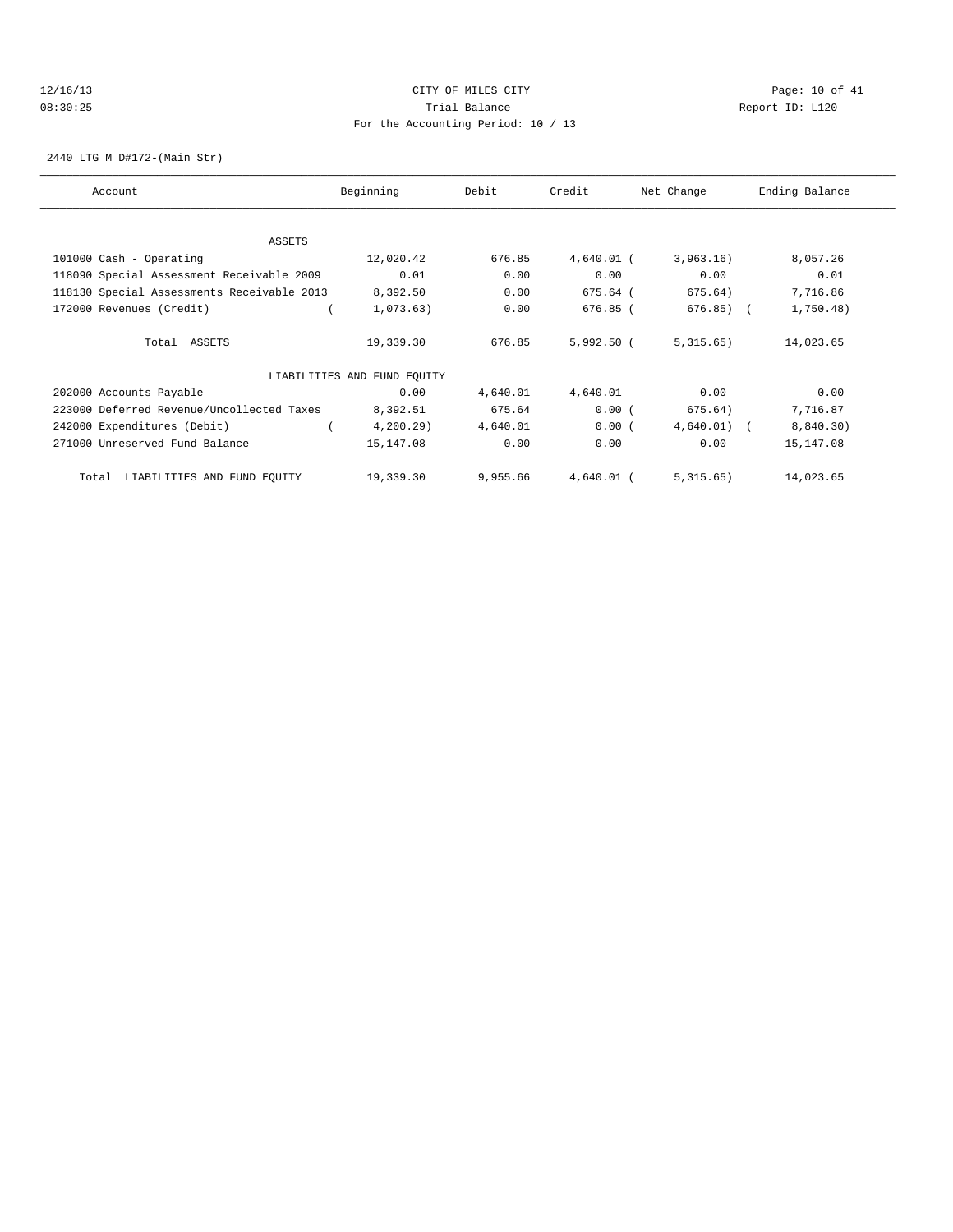CITY OF MILES CITY
Trial Balance
For the Accounting Period: 10 / 13

12/16/13
08:30:25

Report ID: L120

2440 LTG M D#172-(Main Str)

| Account | Beginning | Debit | Credit | Net Change | Ending Balance |
|---|---|---|---|---|---|
| ASSETS | | | | | |
| 101000 Cash - Operating | 12,020.42 | 676.85 | 4,640.01 | (3,963.16) | 8,057.26 |
| 118090 Special Assessment Receivable 2009 | 0.01 | 0.00 | 0.00 | 0.00 | 0.01 |
| 118130 Special Assessments Receivable 2013 | 8,392.50 | 0.00 | 675.64 | (675.64) | 7,716.86 |
| 172000 Revenues (Credit) | (1,073.63) | 0.00 | 676.85 | (676.85) | (1,750.48) |
| Total ASSETS | 19,339.30 | 676.85 | 5,992.50 | (5,315.65) | 14,023.65 |
| LIABILITIES AND FUND EQUITY | | | | | |
| 202000 Accounts Payable | 0.00 | 4,640.01 | 4,640.01 | 0.00 | 0.00 |
| 223000 Deferred Revenue/Uncollected Taxes | 8,392.51 | 675.64 | 0.00 | (675.64) | 7,716.87 |
| 242000 Expenditures (Debit) | (4,200.29) | 4,640.01 | 0.00 | (4,640.01) | (8,840.30) |
| 271000 Unreserved Fund Balance | 15,147.08 | 0.00 | 0.00 | 0.00 | 15,147.08 |
| Total LIABILITIES AND FUND EQUITY | 19,339.30 | 9,955.66 | 4,640.01 | (5,315.65) | 14,023.65 |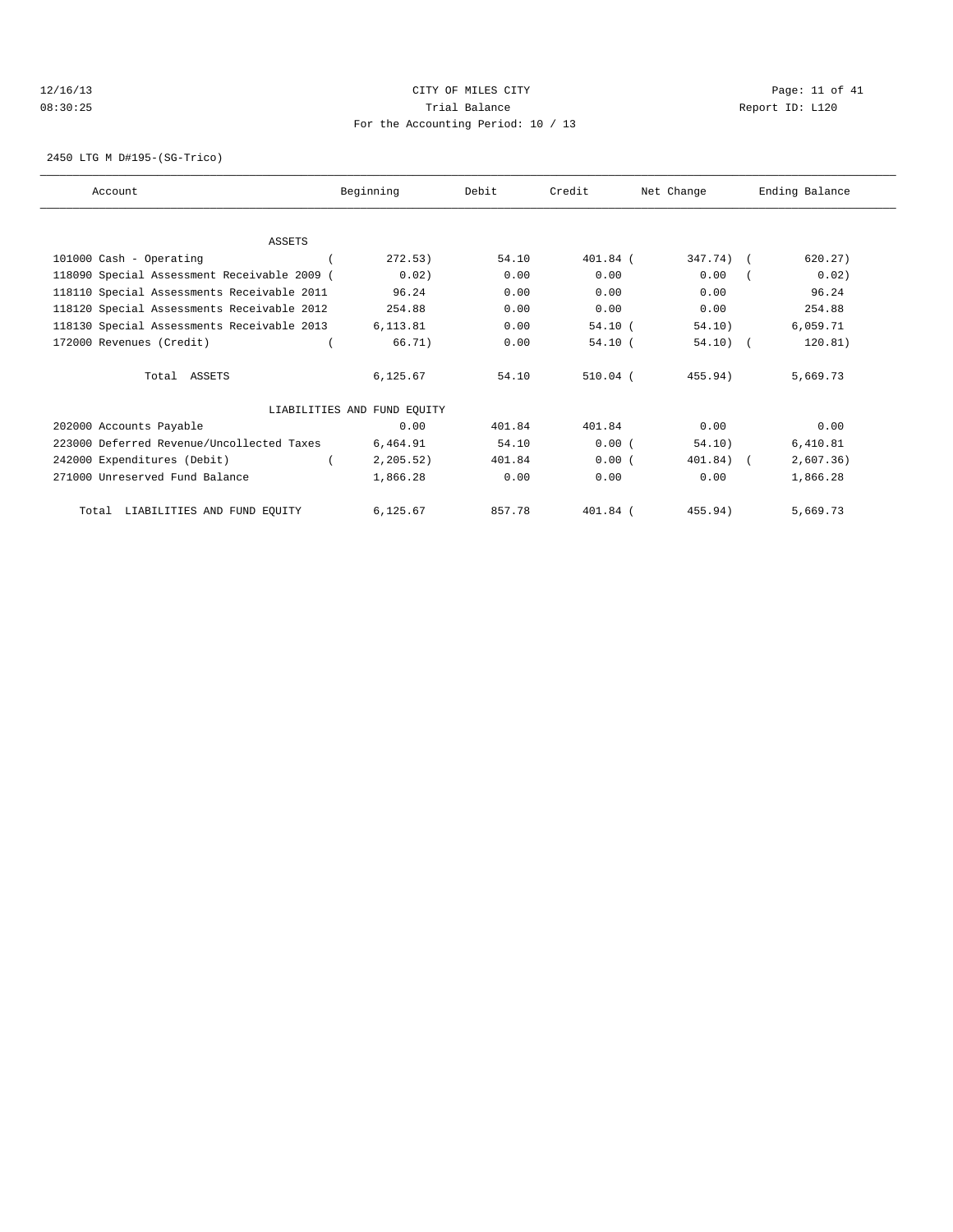CITY OF MILES CITY
Trial Balance
For the Accounting Period: 10 / 13

12/16/13
08:30:25

Report ID: L120

2450 LTG M D#195-(SG-Trico)

| Account | Beginning | Debit | Credit | Net Change | Ending Balance |
|---|---|---|---|---|---|
| ASSETS | | | | | |
| 101000 Cash - Operating | ( 272.53) | 54.10 | 401.84 | ( 347.74) | ( 620.27) |
| 118090 Special Assessment Receivable 2009 | ( 0.02) | 0.00 | 0.00 | 0.00 | ( 0.02) |
| 118110 Special Assessments Receivable 2011 | 96.24 | 0.00 | 0.00 | 0.00 | 96.24 |
| 118120 Special Assessments Receivable 2012 | 254.88 | 0.00 | 0.00 | 0.00 | 254.88 |
| 118130 Special Assessments Receivable 2013 | 6,113.81 | 0.00 | 54.10 | ( 54.10) | 6,059.71 |
| 172000 Revenues (Credit) | ( 66.71) | 0.00 | 54.10 | ( 54.10) | ( 120.81) |
| Total ASSETS | 6,125.67 | 54.10 | 510.04 | ( 455.94) | 5,669.73 |
| LIABILITIES AND FUND EQUITY | | | | | |
| 202000 Accounts Payable | 0.00 | 401.84 | 401.84 | 0.00 | 0.00 |
| 223000 Deferred Revenue/Uncollected Taxes | 6,464.91 | 54.10 | 0.00 | ( 54.10) | 6,410.81 |
| 242000 Expenditures (Debit) | ( 2,205.52) | 401.84 | 0.00 | ( 401.84) | ( 2,607.36) |
| 271000 Unreserved Fund Balance | 1,866.28 | 0.00 | 0.00 | 0.00 | 1,866.28 |
| Total LIABILITIES AND FUND EQUITY | 6,125.67 | 857.78 | 401.84 | ( 455.94) | 5,669.73 |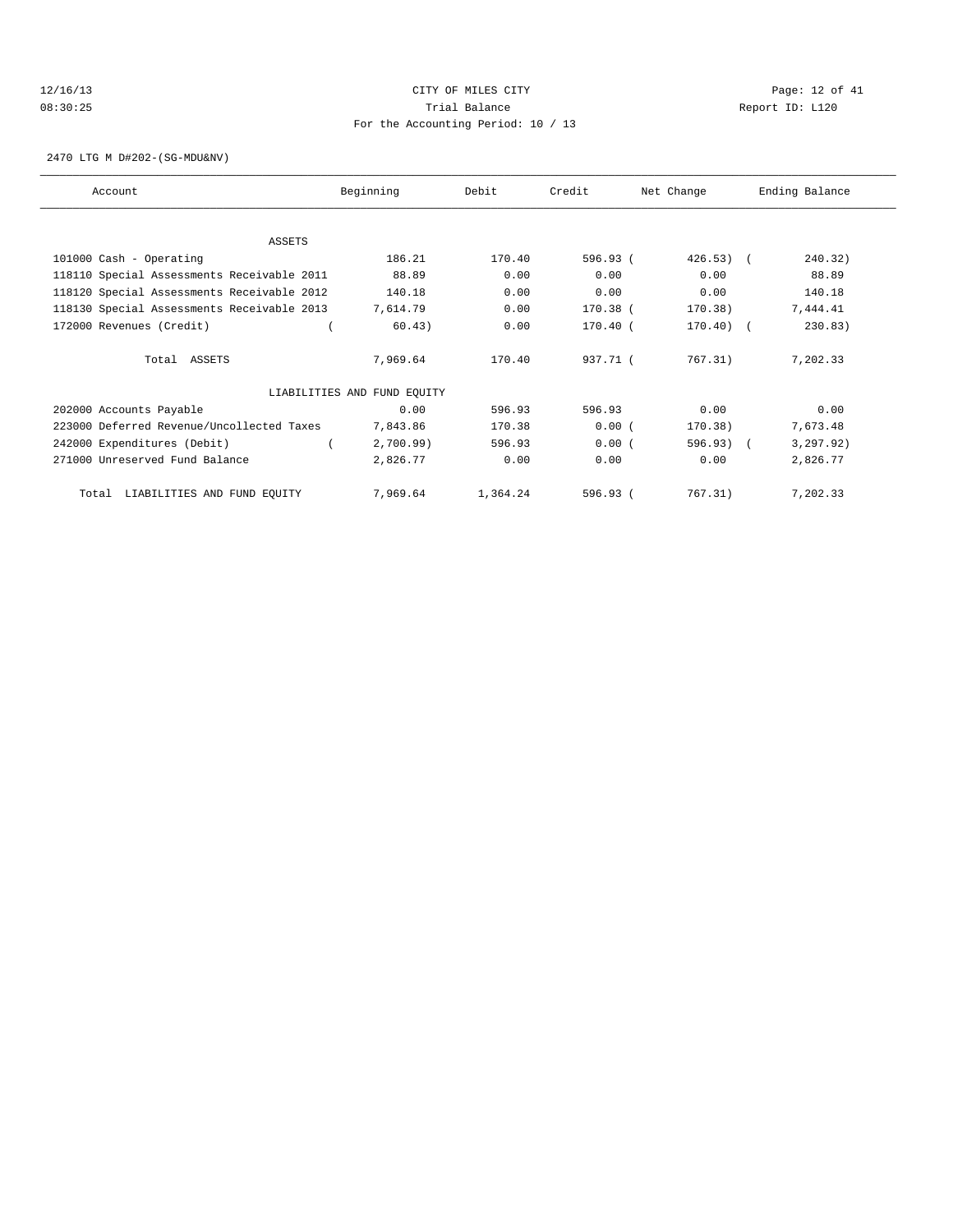CITY OF MILES CITY
Trial Balance
For the Accounting Period: 10 / 13

12/16/13
08:30:25

Report ID: L120

2470 LTG M D#202-(SG-MDU&NV)

| Account | Beginning | Debit | Credit | Net Change | Ending Balance |
|---|---|---|---|---|---|
| ASSETS | | | | | |
| 101000 Cash - Operating | 186.21 | 170.40 | 596.93 | ( 426.53) | ( 240.32) |
| 118110 Special Assessments Receivable 2011 | 88.89 | 0.00 | 0.00 | 0.00 | 88.89 |
| 118120 Special Assessments Receivable 2012 | 140.18 | 0.00 | 0.00 | 0.00 | 140.18 |
| 118130 Special Assessments Receivable 2013 | 7,614.79 | 0.00 | 170.38 | ( 170.38) | 7,444.41 |
| 172000 Revenues (Credit) | ( 60.43) | 0.00 | 170.40 | ( 170.40) | ( 230.83) |
| Total ASSETS | 7,969.64 | 170.40 | 937.71 | ( 767.31) | 7,202.33 |
| LIABILITIES AND FUND EQUITY | | | | | |
| 202000 Accounts Payable | 0.00 | 596.93 | 596.93 | 0.00 | 0.00 |
| 223000 Deferred Revenue/Uncollected Taxes | 7,843.86 | 170.38 | 0.00 | ( 170.38) | 7,673.48 |
| 242000 Expenditures (Debit) | ( 2,700.99) | 596.93 | 0.00 | ( 596.93) | ( 3,297.92) |
| 271000 Unreserved Fund Balance | 2,826.77 | 0.00 | 0.00 | 0.00 | 2,826.77 |
| Total LIABILITIES AND FUND EQUITY | 7,969.64 | 1,364.24 | 596.93 | ( 767.31) | 7,202.33 |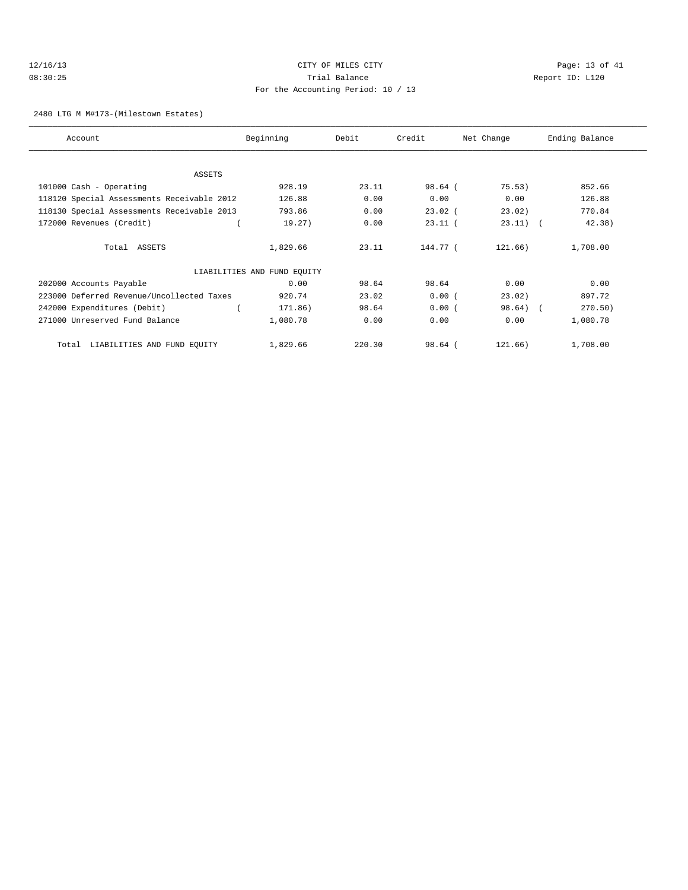CITY OF MILES CITY

Trial Balance

For the Accounting Period: 10 / 13

2480 LTG M M#173-(Milestown Estates)

| Account | Beginning | Debit | Credit | Net Change | Ending Balance |
|---|---|---|---|---|---|
| ASSETS | | | | | |
| 101000 Cash - Operating | 928.19 | 23.11 | 98.64 | ( 75.53) | 852.66 |
| 118120 Special Assessments Receivable 2012 | 126.88 | 0.00 | 0.00 | 0.00 | 126.88 |
| 118130 Special Assessments Receivable 2013 | 793.86 | 0.00 | 23.02 | ( 23.02) | 770.84 |
| 172000 Revenues (Credit) | ( 19.27) | 0.00 | 23.11 | ( 23.11) | ( 42.38) |
| Total ASSETS | 1,829.66 | 23.11 | 144.77 | ( 121.66) | 1,708.00 |
| LIABILITIES AND FUND EQUITY | | | | | |
| 202000 Accounts Payable | 0.00 | 98.64 | 98.64 | 0.00 | 0.00 |
| 223000 Deferred Revenue/Uncollected Taxes | 920.74 | 23.02 | 0.00 | ( 23.02) | 897.72 |
| 242000 Expenditures (Debit) | ( 171.86) | 98.64 | 0.00 | ( 98.64) | ( 270.50) |
| 271000 Unreserved Fund Balance | 1,080.78 | 0.00 | 0.00 | 0.00 | 1,080.78 |
| Total LIABILITIES AND FUND EQUITY | 1,829.66 | 220.30 | 98.64 | ( 121.66) | 1,708.00 |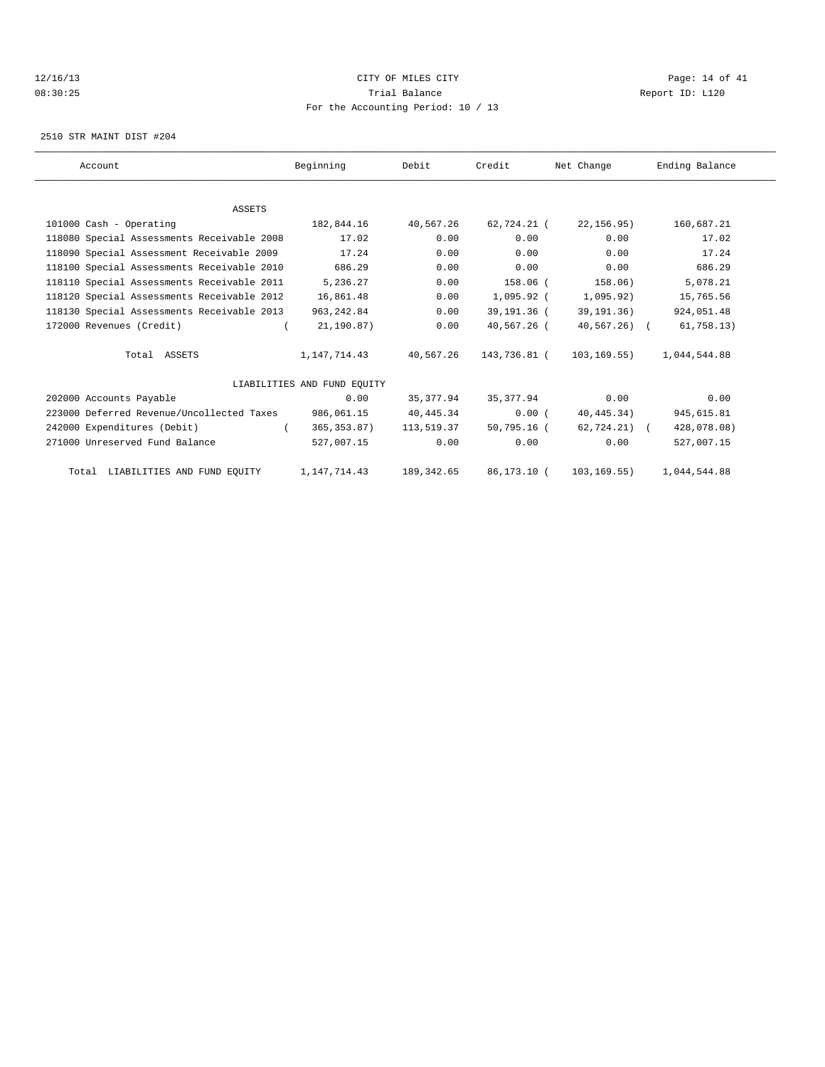CITY OF MILES CITY

Trial Balance

For the Accounting Period: 10 / 13

2510 STR MAINT DIST #204

| Account | Beginning | Debit | Credit | Net Change | Ending Balance |
|---|---|---|---|---|---|
| ASSETS | | | | | |
| 101000 Cash - Operating | 182,844.16 | 40,567.26 | 62,724.21 | (22,156.95) | 160,687.21 |
| 118080 Special Assessments Receivable 2008 | 17.02 | 0.00 | 0.00 | 0.00 | 17.02 |
| 118090 Special Assessment Receivable 2009 | 17.24 | 0.00 | 0.00 | 0.00 | 17.24 |
| 118100 Special Assessments Receivable 2010 | 686.29 | 0.00 | 0.00 | 0.00 | 686.29 |
| 118110 Special Assessments Receivable 2011 | 5,236.27 | 0.00 | 158.06 | (158.06) | 5,078.21 |
| 118120 Special Assessments Receivable 2012 | 16,861.48 | 0.00 | 1,095.92 | (1,095.92) | 15,765.56 |
| 118130 Special Assessments Receivable 2013 | 963,242.84 | 0.00 | 39,191.36 | (39,191.36) | 924,051.48 |
| 172000 Revenues (Credit) | (21,190.87) | 0.00 | 40,567.26 | (40,567.26) | (61,758.13) |
| Total ASSETS | 1,147,714.43 | 40,567.26 | 143,736.81 | (103,169.55) | 1,044,544.88 |
| LIABILITIES AND FUND EQUITY | | | | | |
| 202000 Accounts Payable | 0.00 | 35,377.94 | 35,377.94 | 0.00 | 0.00 |
| 223000 Deferred Revenue/Uncollected Taxes | 986,061.15 | 40,445.34 | 0.00 | (40,445.34) | 945,615.81 |
| 242000 Expenditures (Debit) | (365,353.87) | 113,519.37 | 50,795.16 | (62,724.21) | (428,078.08) |
| 271000 Unreserved Fund Balance | 527,007.15 | 0.00 | 0.00 | 0.00 | 527,007.15 |
| Total LIABILITIES AND FUND EQUITY | 1,147,714.43 | 189,342.65 | 86,173.10 | (103,169.55) | 1,044,544.88 |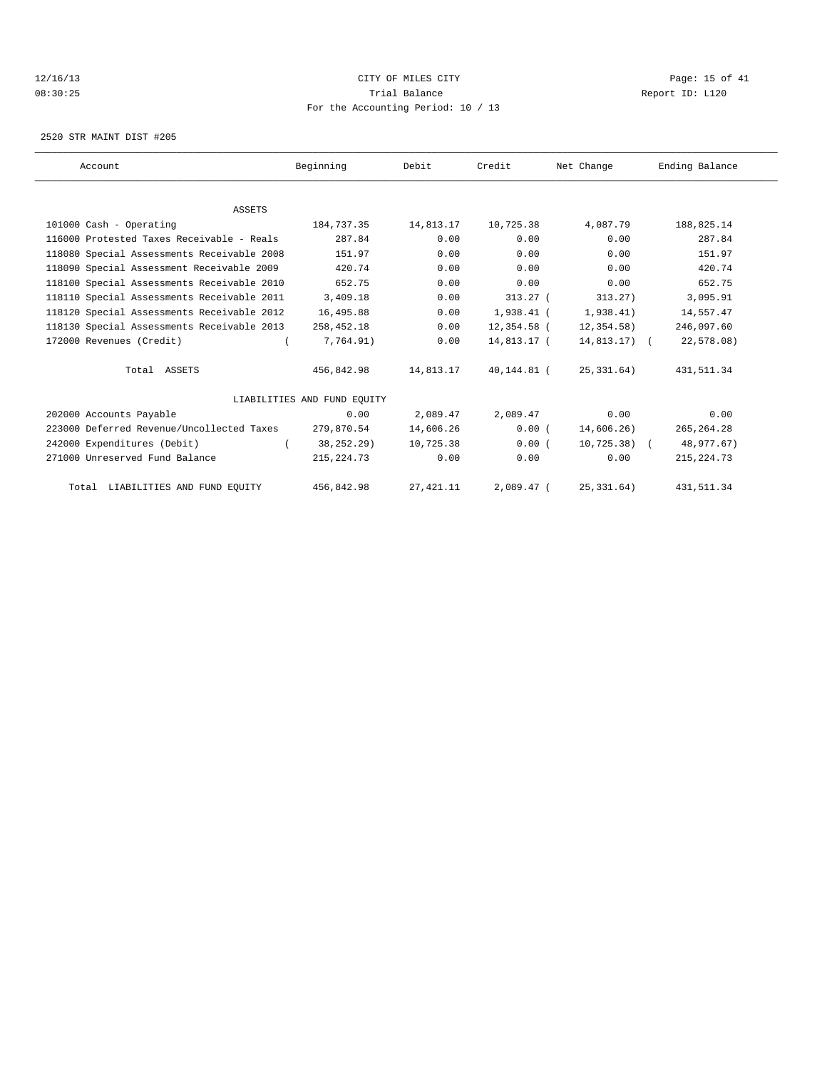CITY OF MILES CITY
Trial Balance
For the Accounting Period: 10 / 13

2520 STR MAINT DIST #205

| Account | Beginning | Debit | Credit | Net Change | Ending Balance |
|---|---|---|---|---|---|
| ASSETS | | | | | |
| 101000 Cash - Operating | 184,737.35 | 14,813.17 | 10,725.38 | 4,087.79 | 188,825.14 |
| 116000 Protested Taxes Receivable - Reals | 287.84 | 0.00 | 0.00 | 0.00 | 287.84 |
| 118080 Special Assessments Receivable 2008 | 151.97 | 0.00 | 0.00 | 0.00 | 151.97 |
| 118090 Special Assessment Receivable 2009 | 420.74 | 0.00 | 0.00 | 0.00 | 420.74 |
| 118100 Special Assessments Receivable 2010 | 652.75 | 0.00 | 0.00 | 0.00 | 652.75 |
| 118110 Special Assessments Receivable 2011 | 3,409.18 | 0.00 | 313.27 | ( 313.27) | 3,095.91 |
| 118120 Special Assessments Receivable 2012 | 16,495.88 | 0.00 | 1,938.41 | ( 1,938.41) | 14,557.47 |
| 118130 Special Assessments Receivable 2013 | 258,452.18 | 0.00 | 12,354.58 | ( 12,354.58) | 246,097.60 |
| 172000 Revenues (Credit) | ( 7,764.91) | 0.00 | 14,813.17 | ( 14,813.17) | ( 22,578.08) |
| Total ASSETS | 456,842.98 | 14,813.17 | 40,144.81 | ( 25,331.64) | 431,511.34 |
| LIABILITIES AND FUND EQUITY | | | | | |
| 202000 Accounts Payable | 0.00 | 2,089.47 | 2,089.47 | 0.00 | 0.00 |
| 223000 Deferred Revenue/Uncollected Taxes | 279,870.54 | 14,606.26 | 0.00 | ( 14,606.26) | 265,264.28 |
| 242000 Expenditures (Debit) | ( 38,252.29) | 10,725.38 | 0.00 | ( 10,725.38) | ( 48,977.67) |
| 271000 Unreserved Fund Balance | 215,224.73 | 0.00 | 0.00 | 0.00 | 215,224.73 |
| Total LIABILITIES AND FUND EQUITY | 456,842.98 | 27,421.11 | 2,089.47 | ( 25,331.64) | 431,511.34 |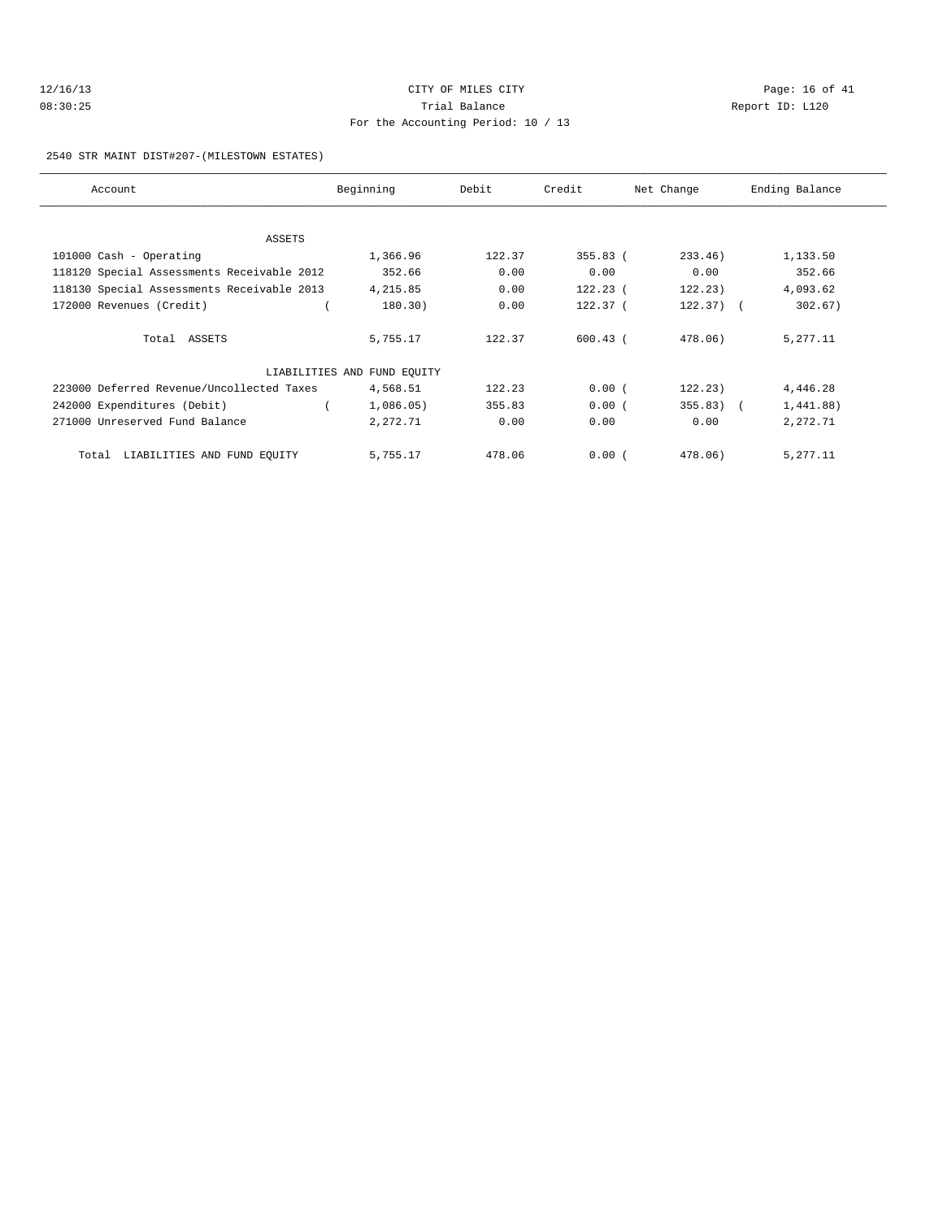CITY OF MILES CITY

Trial Balance

For the Accounting Period: 10 / 13

2540 STR MAINT DIST#207-(MILESTOWN ESTATES)

| Account | Beginning | Debit | Credit | Net Change | Ending Balance |
|---|---|---|---|---|---|
| ASSETS | | | | | |
| 101000 Cash - Operating | 1,366.96 | 122.37 | 355.83 | (233.46) | 1,133.50 |
| 118120 Special Assessments Receivable 2012 | 352.66 | 0.00 | 0.00 | 0.00 | 352.66 |
| 118130 Special Assessments Receivable 2013 | 4,215.85 | 0.00 | 122.23 | (122.23) | 4,093.62 |
| 172000 Revenues (Credit) | (180.30) | 0.00 | 122.37 | (122.37) | (302.67) |
| Total ASSETS | 5,755.17 | 122.37 | 600.43 | (478.06) | 5,277.11 |
| LIABILITIES AND FUND EQUITY | | | | | |
| 223000 Deferred Revenue/Uncollected Taxes | 4,568.51 | 122.23 | 0.00 | (122.23) | 4,446.28 |
| 242000 Expenditures (Debit) | (1,086.05) | 355.83 | 0.00 | (355.83) | (1,441.88) |
| 271000 Unreserved Fund Balance | 2,272.71 | 0.00 | 0.00 | 0.00 | 2,272.71 |
| Total LIABILITIES AND FUND EQUITY | 5,755.17 | 478.06 | 0.00 | (478.06) | 5,277.11 |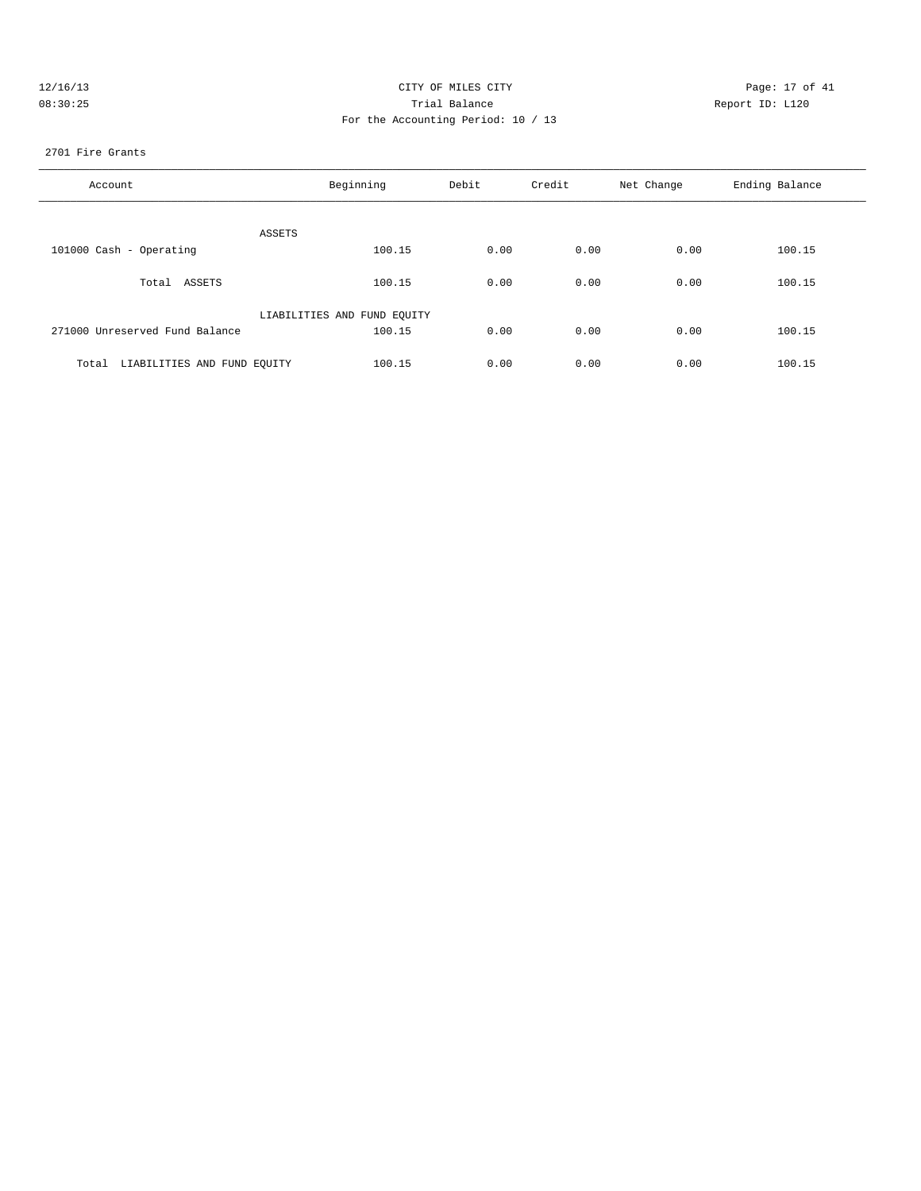CITY OF MILES CITY
Trial Balance
For the Accounting Period: 10 / 13

12/16/13
08:30:25

Report ID: L120

2701 Fire Grants

| Account | Beginning | Debit | Credit | Net Change | Ending Balance |
|---|---|---|---|---|---|
| ASSETS | | | | | |
| 101000 Cash - Operating | 100.15 | 0.00 | 0.00 | 0.00 | 100.15 |
| Total ASSETS | 100.15 | 0.00 | 0.00 | 0.00 | 100.15 |
| LIABILITIES AND FUND EQUITY | | | | | |
| 271000 Unreserved Fund Balance | 100.15 | 0.00 | 0.00 | 0.00 | 100.15 |
| Total LIABILITIES AND FUND EQUITY | 100.15 | 0.00 | 0.00 | 0.00 | 100.15 |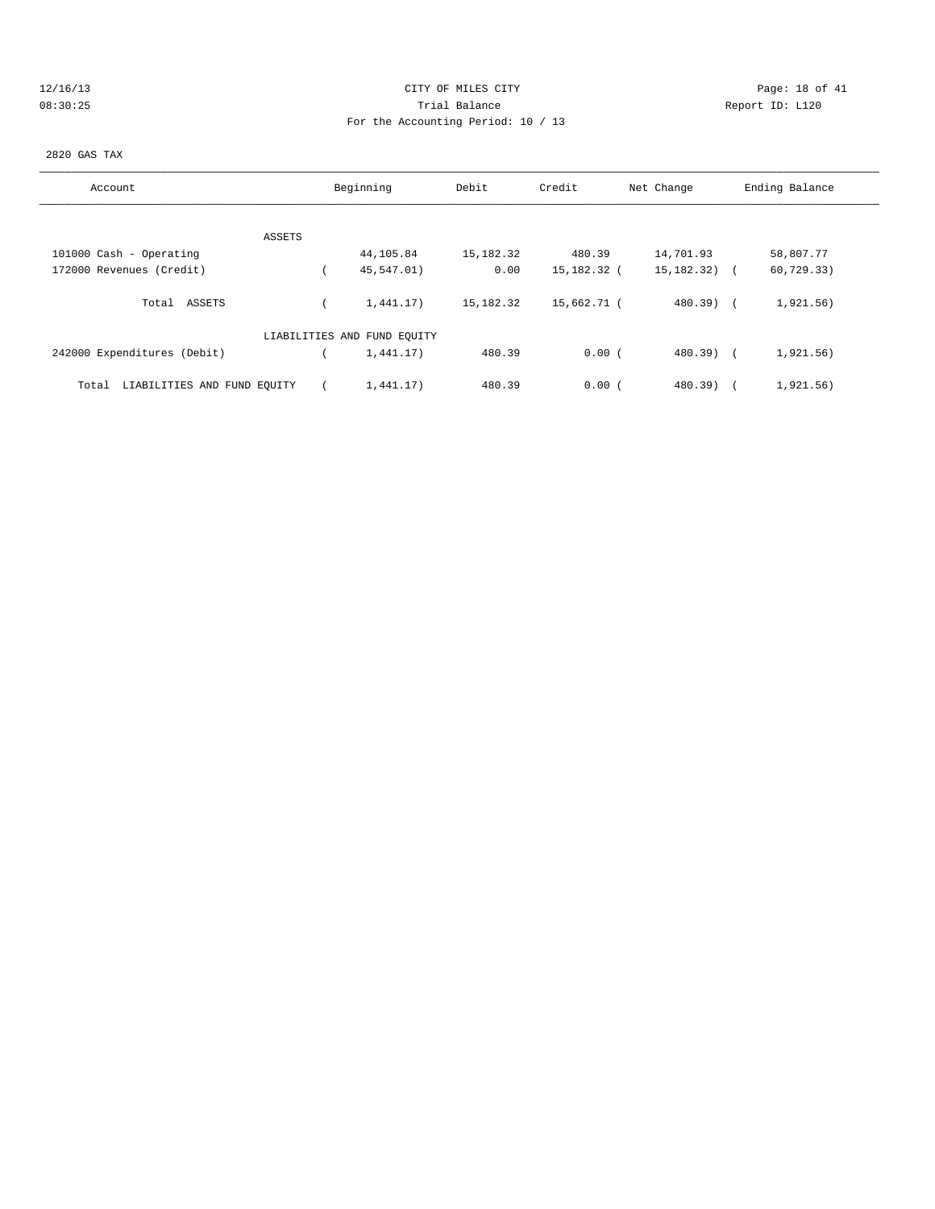CITY OF MILES CITY

Trial Balance

For the Accounting Period: 10 / 13

2820 GAS TAX

| Account | Beginning | Debit | Credit | Net Change | Ending Balance |
|---|---|---|---|---|---|
| ASSETS | | | | | |
| 101000 Cash - Operating | 44,105.84 | 15,182.32 | 480.39 | 14,701.93 | 58,807.77 |
| 172000 Revenues (Credit) | ( 45,547.01) | 0.00 | 15,182.32 | ( 15,182.32) | ( 60,729.33) |
| Total ASSETS | ( 1,441.17) | 15,182.32 | 15,662.71 | ( 480.39) | ( 1,921.56) |
| LIABILITIES AND FUND EQUITY | | | | | |
| 242000 Expenditures (Debit) | ( 1,441.17) | 480.39 | 0.00 | ( 480.39) | ( 1,921.56) |
| Total LIABILITIES AND FUND EQUITY | ( 1,441.17) | 480.39 | 0.00 | ( 480.39) | ( 1,921.56) |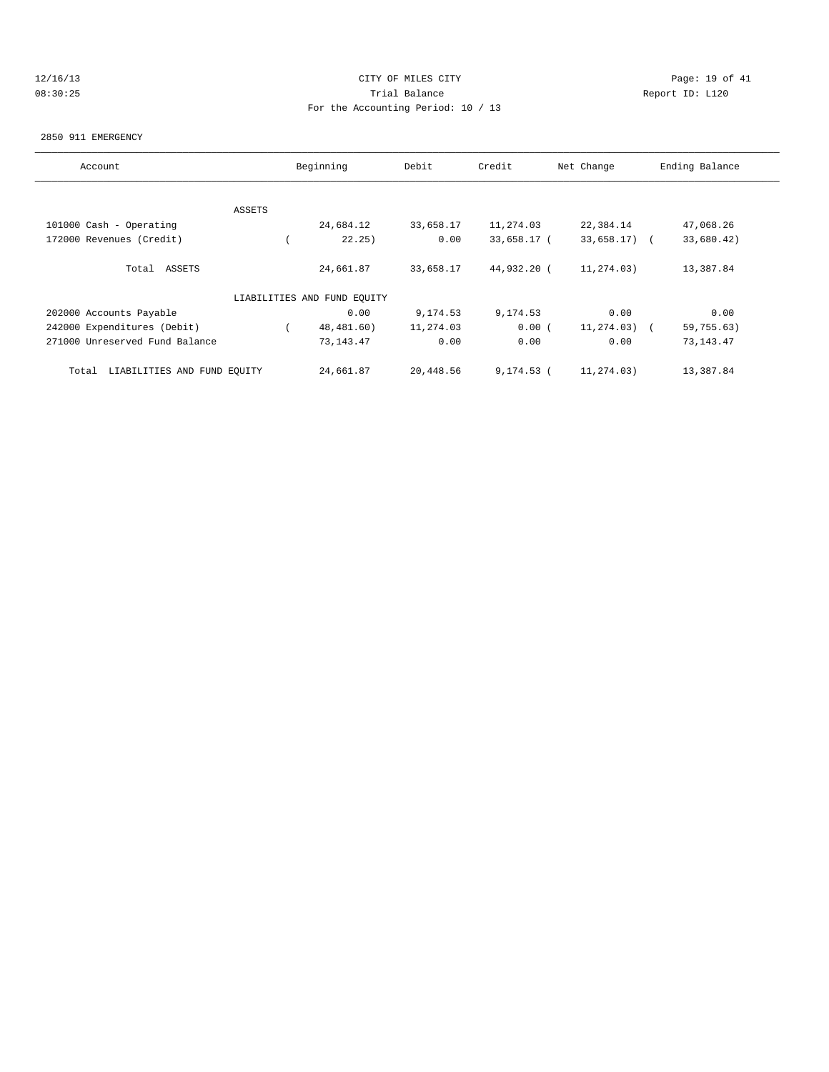CITY OF MILES CITY
Trial Balance
For the Accounting Period: 10 / 13

12/16/13 08:30:25 — Report ID: L120

2850 911 EMERGENCY

| Account | Beginning | Debit | Credit | Net Change | Ending Balance |
|---|---|---|---|---|---|
| ASSETS | | | | | |
| 101000 Cash - Operating | 24,684.12 | 33,658.17 | 11,274.03 | 22,384.14 | 47,068.26 |
| 172000 Revenues (Credit) | ( 22.25) | 0.00 | 33,658.17 | ( 33,658.17) | ( 33,680.42) |
| Total ASSETS | 24,661.87 | 33,658.17 | 44,932.20 | ( 11,274.03) | 13,387.84 |
| LIABILITIES AND FUND EQUITY | | | | | |
| 202000 Accounts Payable | 0.00 | 9,174.53 | 9,174.53 | 0.00 | 0.00 |
| 242000 Expenditures (Debit) | ( 48,481.60) | 11,274.03 | 0.00 | ( 11,274.03) | ( 59,755.63) |
| 271000 Unreserved Fund Balance | 73,143.47 | 0.00 | 0.00 | 0.00 | 73,143.47 |
| Total LIABILITIES AND FUND EQUITY | 24,661.87 | 20,448.56 | 9,174.53 | ( 11,274.03) | 13,387.84 |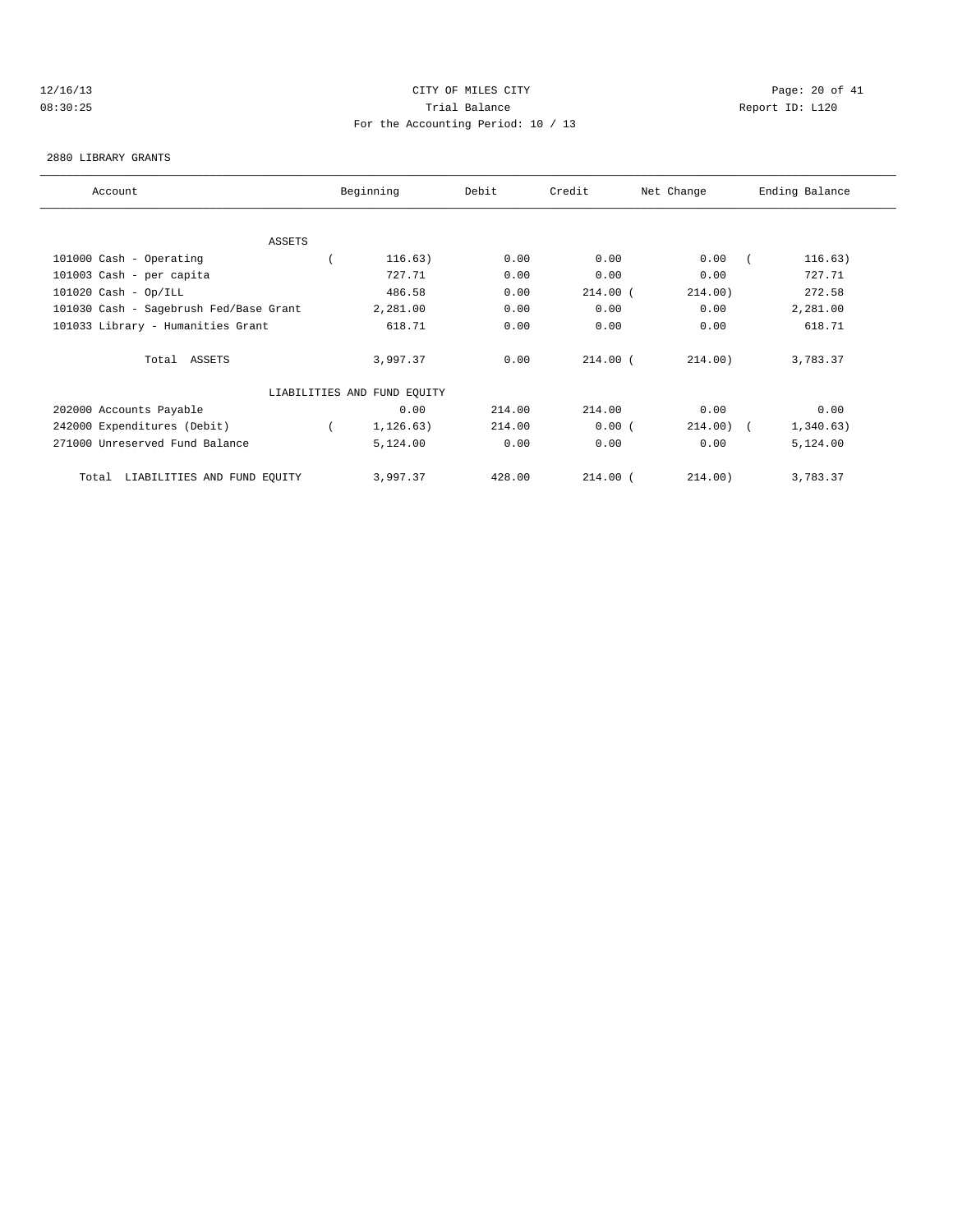CITY OF MILES CITY
Trial Balance
For the Accounting Period: 10 / 13

12/16/13
08:30:25

Report ID: L120

2880 LIBRARY GRANTS

| Account | Beginning | Debit | Credit | Net Change | Ending Balance |
|---|---|---|---|---|---|
| **ASSETS** | | | | | |
| 101000 Cash - Operating | ( 116.63) | 0.00 | 0.00 | 0.00 | ( 116.63) |
| 101003 Cash - per capita | 727.71 | 0.00 | 0.00 | 0.00 | 727.71 |
| 101020 Cash - Op/ILL | 486.58 | 0.00 | 214.00 | ( 214.00) | 272.58 |
| 101030 Cash - Sagebrush Fed/Base Grant | 2,281.00 | 0.00 | 0.00 | 0.00 | 2,281.00 |
| 101033 Library - Humanities Grant | 618.71 | 0.00 | 0.00 | 0.00 | 618.71 |
| Total ASSETS | 3,997.37 | 0.00 | 214.00 | ( 214.00) | 3,783.37 |
| **LIABILITIES AND FUND EQUITY** | | | | | |
| 202000 Accounts Payable | 0.00 | 214.00 | 214.00 | 0.00 | 0.00 |
| 242000 Expenditures (Debit) | ( 1,126.63) | 214.00 | 0.00 | ( 214.00) | ( 1,340.63) |
| 271000 Unreserved Fund Balance | 5,124.00 | 0.00 | 0.00 | 0.00 | 5,124.00 |
| Total LIABILITIES AND FUND EQUITY | 3,997.37 | 428.00 | 214.00 | ( 214.00) | 3,783.37 |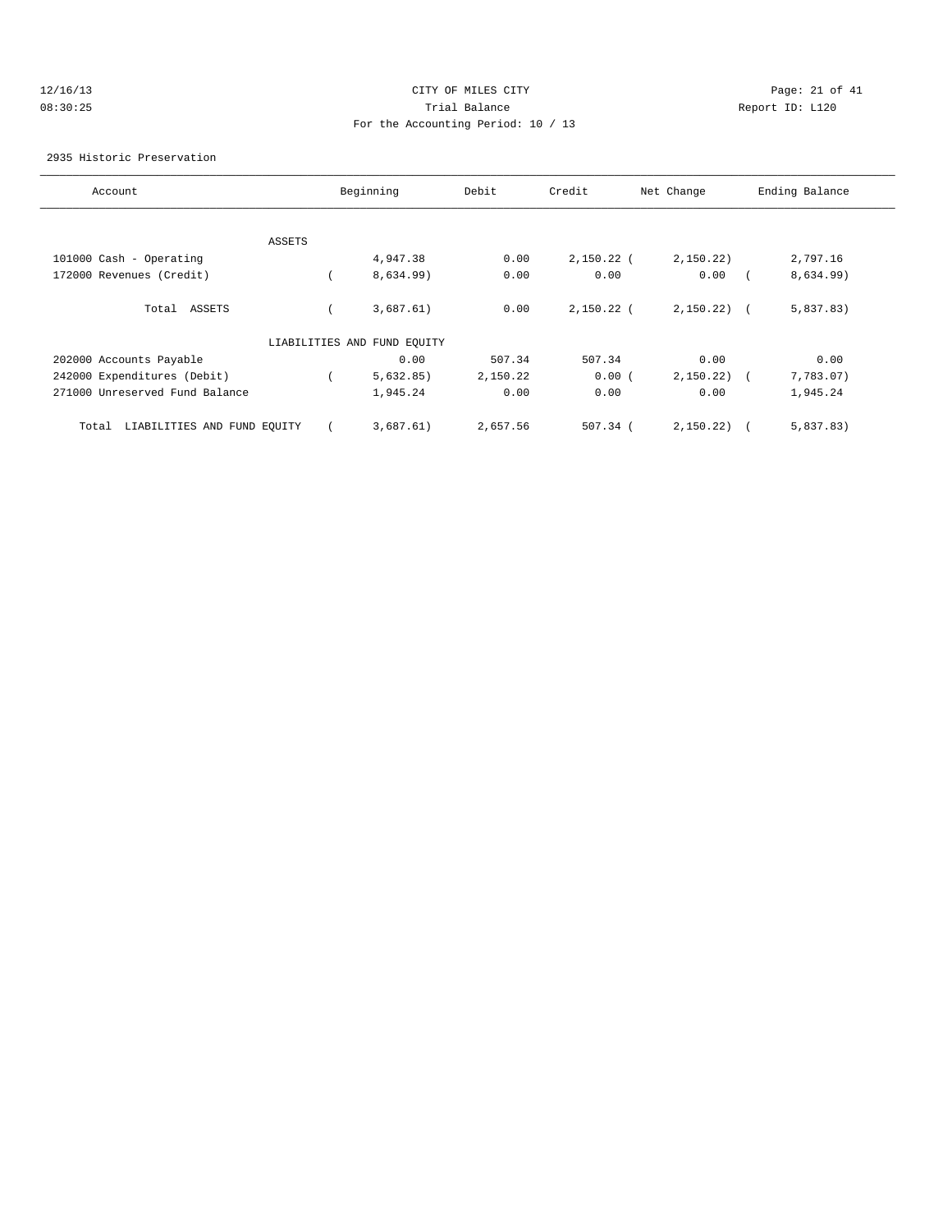CITY OF MILES CITY

Trial Balance

For the Accounting Period: 10 / 13

12/16/13 08:30:25 — Report ID: L120

2935 Historic Preservation

| Account | Beginning | Debit | Credit | Net Change | Ending Balance |
|---|---|---|---|---|---|
| ASSETS | | | | | |
| 101000 Cash - Operating | 4,947.38 | 0.00 | 2,150.22 | ( 2,150.22) | 2,797.16 |
| 172000 Revenues (Credit) | ( 8,634.99) | 0.00 | 0.00 | 0.00 | ( 8,634.99) |
| Total ASSETS | ( 3,687.61) | 0.00 | 2,150.22 | ( 2,150.22) | ( 5,837.83) |
| LIABILITIES AND FUND EQUITY | | | | | |
| 202000 Accounts Payable | 0.00 | 507.34 | 507.34 | 0.00 | 0.00 |
| 242000 Expenditures (Debit) | ( 5,632.85) | 2,150.22 | 0.00 | ( 2,150.22) | ( 7,783.07) |
| 271000 Unreserved Fund Balance | 1,945.24 | 0.00 | 0.00 | 0.00 | 1,945.24 |
| Total LIABILITIES AND FUND EQUITY | ( 3,687.61) | 2,657.56 | 507.34 | ( 2,150.22) | ( 5,837.83) |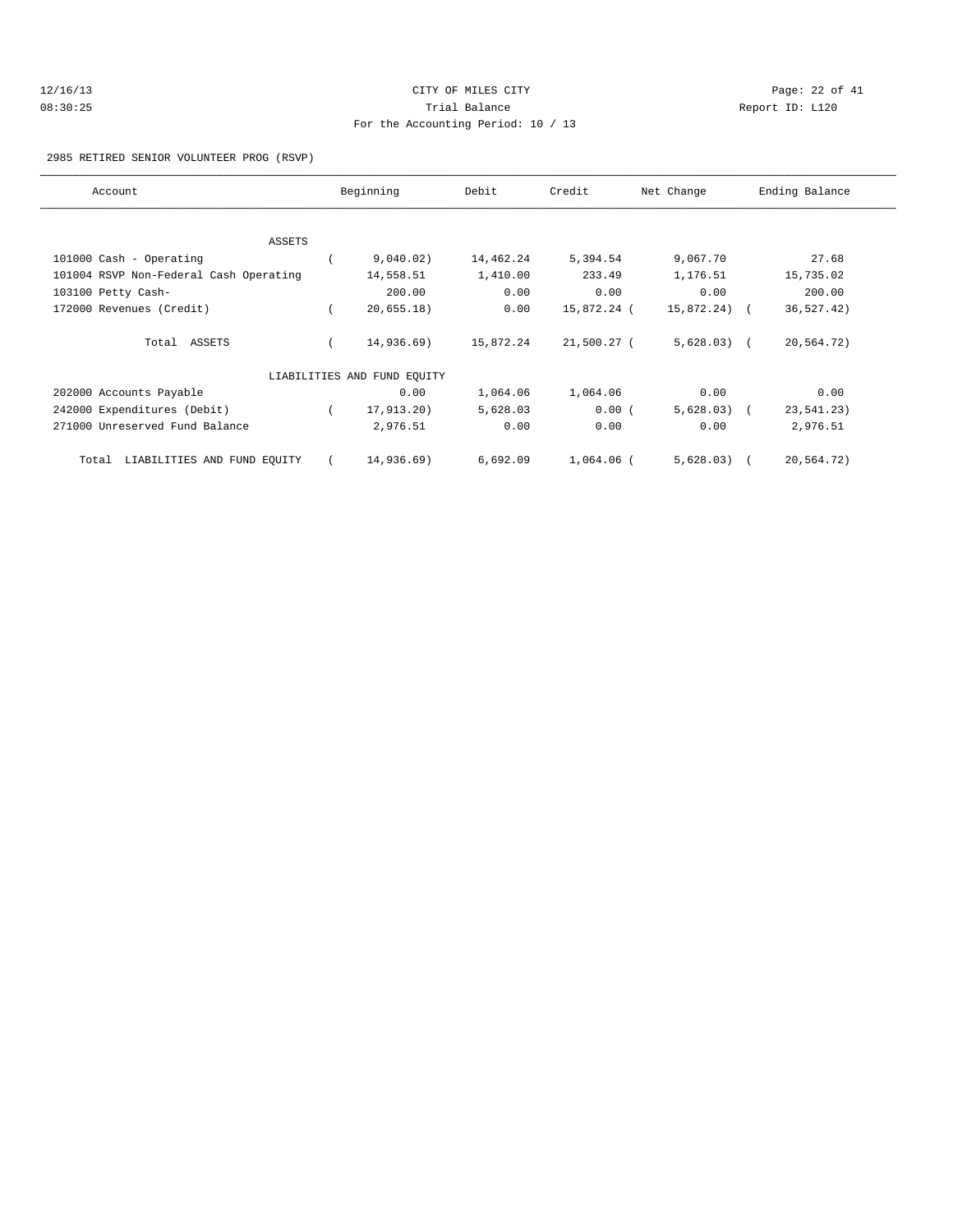CITY OF MILES CITY
Trial Balance
For the Accounting Period: 10 / 13

12/16/13 08:30:25 — Report ID: L120

2985 RETIRED SENIOR VOLUNTEER PROG (RSVP)

| Account | Beginning | Debit | Credit | Net Change | Ending Balance |
|---|---|---|---|---|---|
| ASSETS | | | | | |
| 101000 Cash - Operating | (9,040.02) | 14,462.24 | 5,394.54 | 9,067.70 | 27.68 |
| 101004 RSVP Non-Federal Cash Operating | 14,558.51 | 1,410.00 | 233.49 | 1,176.51 | 15,735.02 |
| 103100 Petty Cash- | 200.00 | 0.00 | 0.00 | 0.00 | 200.00 |
| 172000 Revenues (Credit) | (20,655.18) | 0.00 | 15,872.24 | (15,872.24) | (36,527.42) |
| Total ASSETS | (14,936.69) | 15,872.24 | 21,500.27 | (5,628.03) | (20,564.72) |
| LIABILITIES AND FUND EQUITY | | | | | |
| 202000 Accounts Payable | 0.00 | 1,064.06 | 1,064.06 | 0.00 | 0.00 |
| 242000 Expenditures (Debit) | (17,913.20) | 5,628.03 | 0.00 | (5,628.03) | (23,541.23) |
| 271000 Unreserved Fund Balance | 2,976.51 | 0.00 | 0.00 | 0.00 | 2,976.51 |
| Total LIABILITIES AND FUND EQUITY | (14,936.69) | 6,692.09 | 1,064.06 | (5,628.03) | (20,564.72) |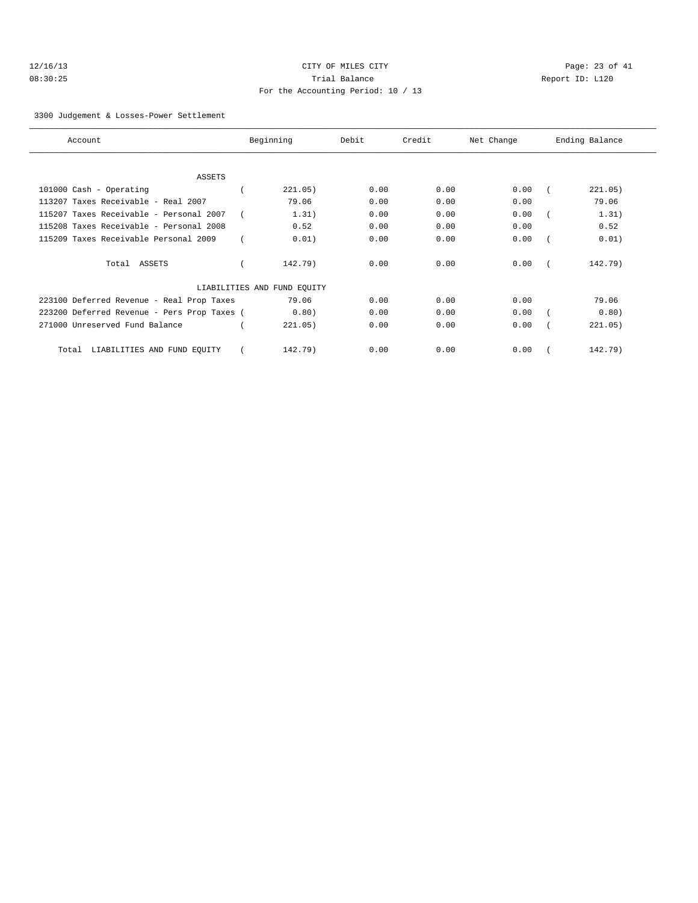CITY OF MILES CITY
Trial Balance
For the Accounting Period: 10 / 13

12/16/13
08:30:25

Report ID: L120

3300 Judgement & Losses-Power Settlement

| Account | Beginning | Debit | Credit | Net Change | Ending Balance |
|---|---|---|---|---|---|
| ASSETS | | | | | |
| 101000 Cash - Operating | ( 221.05) | 0.00 | 0.00 | 0.00 | ( 221.05) |
| 113207 Taxes Receivable - Real 2007 | 79.06 | 0.00 | 0.00 | 0.00 | 79.06 |
| 115207 Taxes Receivable - Personal 2007 | ( 1.31) | 0.00 | 0.00 | 0.00 | ( 1.31) |
| 115208 Taxes Receivable - Personal 2008 | 0.52 | 0.00 | 0.00 | 0.00 | 0.52 |
| 115209 Taxes Receivable Personal 2009 | ( 0.01) | 0.00 | 0.00 | 0.00 | ( 0.01) |
| Total ASSETS | ( 142.79) | 0.00 | 0.00 | 0.00 | ( 142.79) |
| LIABILITIES AND FUND EQUITY | | | | | |
| 223100 Deferred Revenue - Real Prop Taxes | 79.06 | 0.00 | 0.00 | 0.00 | 79.06 |
| 223200 Deferred Revenue - Pers Prop Taxes | ( 0.80) | 0.00 | 0.00 | 0.00 | ( 0.80) |
| 271000 Unreserved Fund Balance | ( 221.05) | 0.00 | 0.00 | 0.00 | ( 221.05) |
| Total LIABILITIES AND FUND EQUITY | ( 142.79) | 0.00 | 0.00 | 0.00 | ( 142.79) |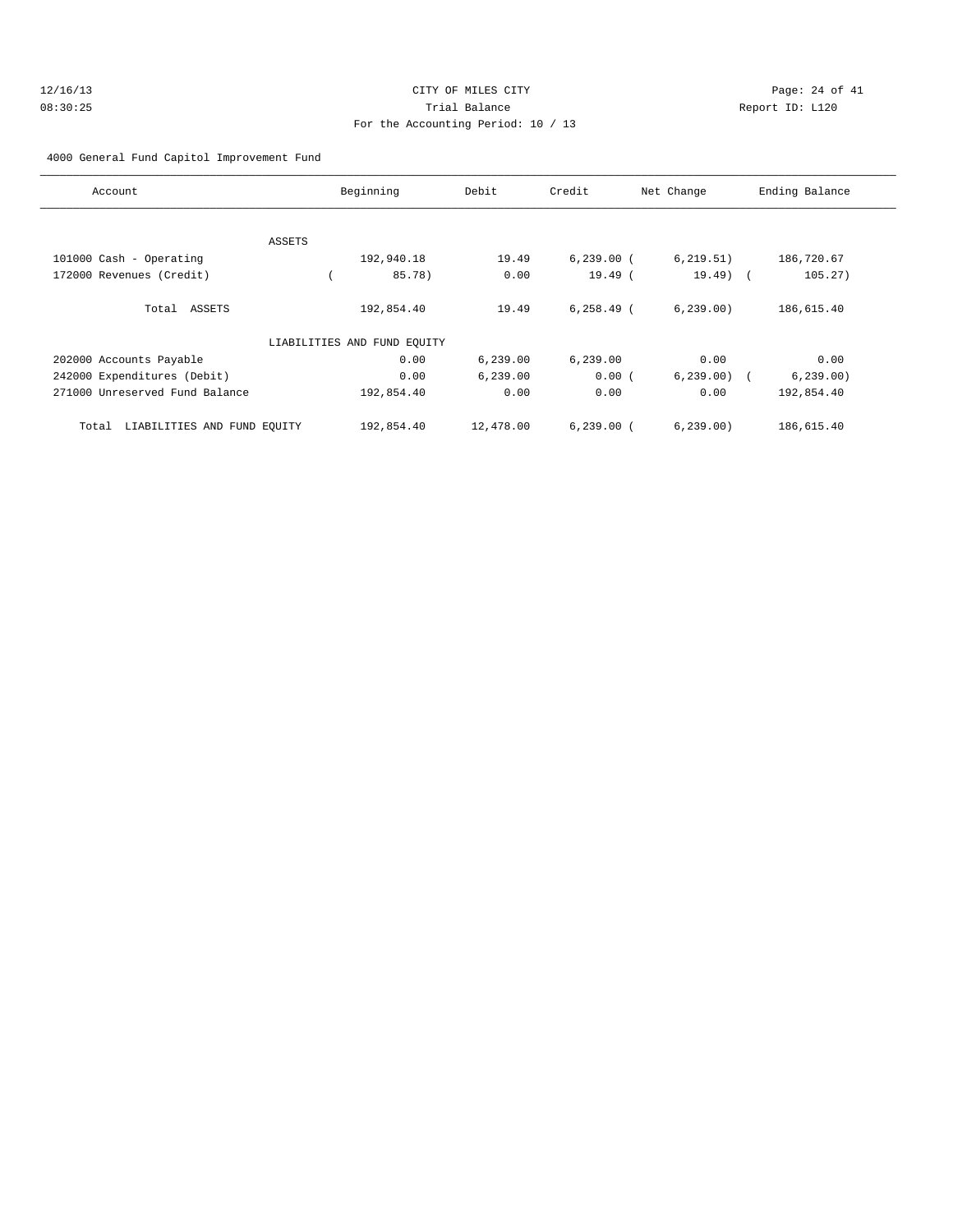CITY OF MILES CITY
Trial Balance
For the Accounting Period: 10 / 13

12/16/13
08:30:25

Report ID: L120

4000 General Fund Capitol Improvement Fund

| Account | Beginning | Debit | Credit | Net Change | Ending Balance |
|---|---|---|---|---|---|
| ASSETS | | | | | |
| 101000 Cash - Operating | 192,940.18 | 19.49 | 6,239.00 | ( 6,219.51) | 186,720.67 |
| 172000 Revenues (Credit) | ( 85.78) | 0.00 | 19.49 | ( 19.49) | ( 105.27) |
| Total ASSETS | 192,854.40 | 19.49 | 6,258.49 | ( 6,239.00) | 186,615.40 |
| LIABILITIES AND FUND EQUITY | | | | | |
| 202000 Accounts Payable | 0.00 | 6,239.00 | 6,239.00 | 0.00 | 0.00 |
| 242000 Expenditures (Debit) | 0.00 | 6,239.00 | 0.00 | ( 6,239.00) | ( 6,239.00) |
| 271000 Unreserved Fund Balance | 192,854.40 | 0.00 | 0.00 | 0.00 | 192,854.40 |
| Total LIABILITIES AND FUND EQUITY | 192,854.40 | 12,478.00 | 6,239.00 | ( 6,239.00) | 186,615.40 |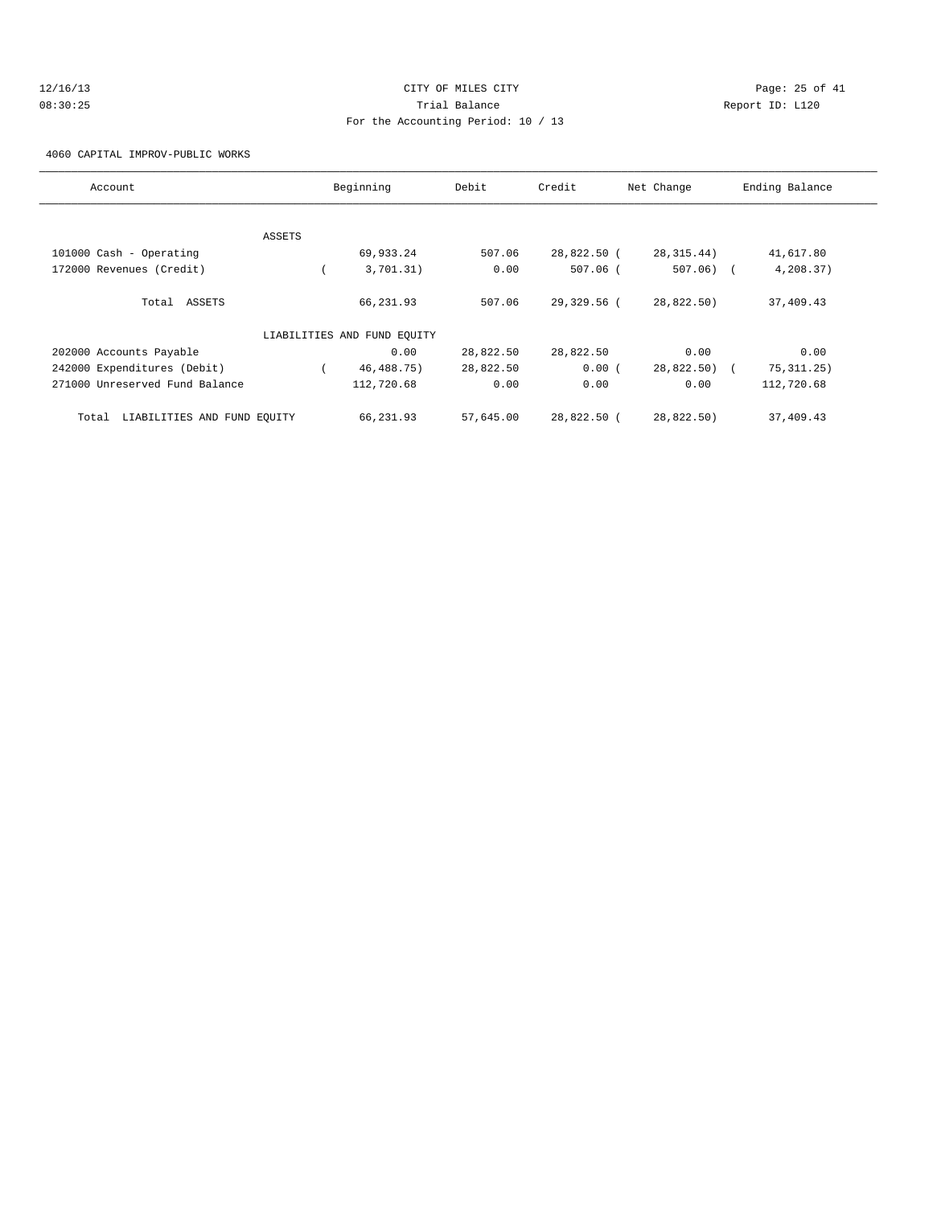CITY OF MILES CITY
Trial Balance
For the Accounting Period: 10 / 13

12/16/13
08:30:25

Report ID: L120

4060 CAPITAL IMPROV-PUBLIC WORKS

| Account | Beginning | Debit | Credit | Net Change | Ending Balance |
|---|---|---|---|---|---|
| ASSETS | | | | | |
| 101000 Cash - Operating | 69,933.24 | 507.06 | 28,822.50 | ( 28,315.44) | 41,617.80 |
| 172000 Revenues (Credit) | ( 3,701.31) | 0.00 | 507.06 | ( 507.06) | ( 4,208.37) |
| Total ASSETS | 66,231.93 | 507.06 | 29,329.56 | ( 28,822.50) | 37,409.43 |
| LIABILITIES AND FUND EQUITY | | | | | |
| 202000 Accounts Payable | 0.00 | 28,822.50 | 28,822.50 | 0.00 | 0.00 |
| 242000 Expenditures (Debit) | ( 46,488.75) | 28,822.50 | 0.00 | ( 28,822.50) | ( 75,311.25) |
| 271000 Unreserved Fund Balance | 112,720.68 | 0.00 | 0.00 | 0.00 | 112,720.68 |
| Total LIABILITIES AND FUND EQUITY | 66,231.93 | 57,645.00 | 28,822.50 | ( 28,822.50) | 37,409.43 |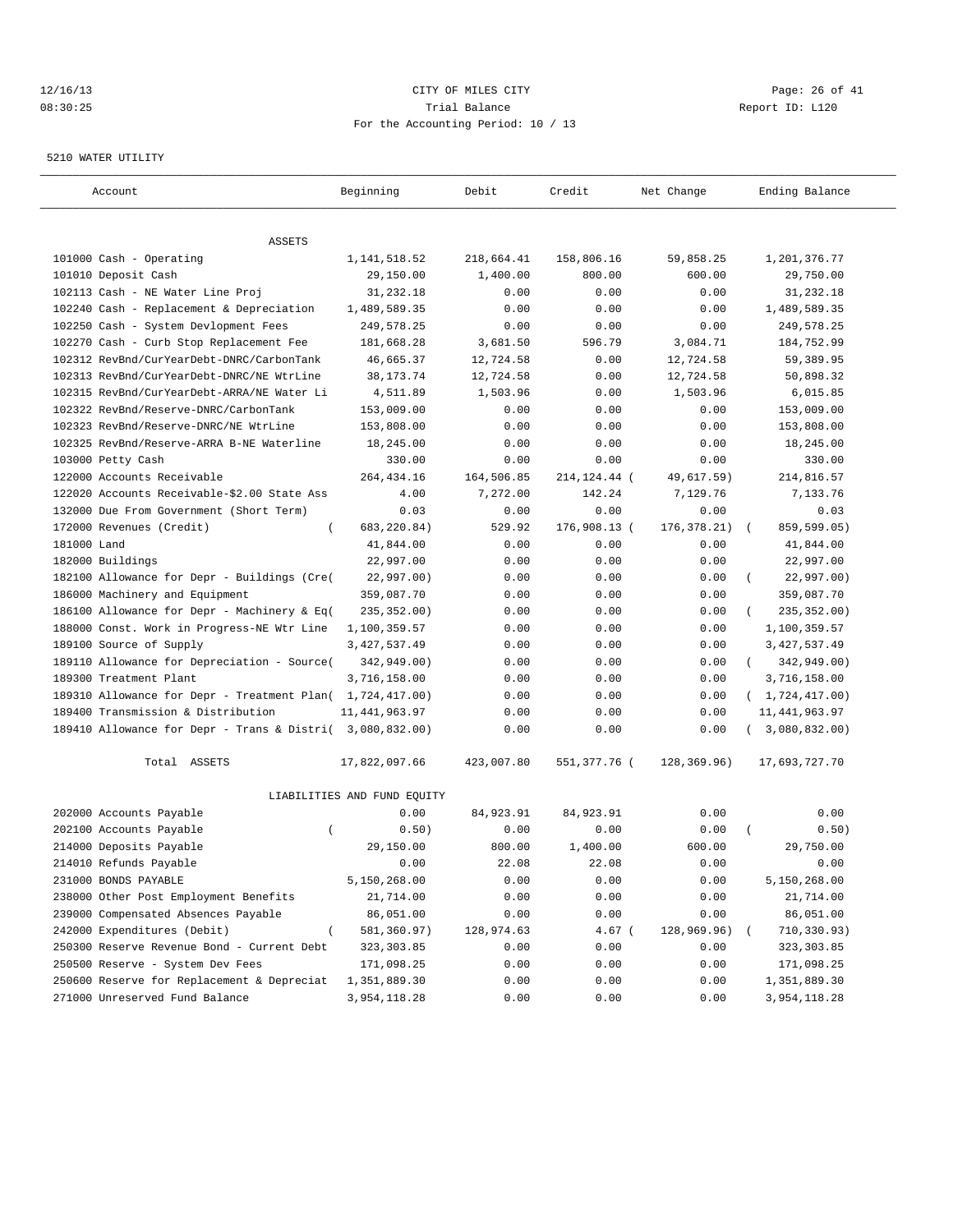CITY OF MILES CITY
Trial Balance
For the Accounting Period: 10 / 13

12/16/13 08:30:25 — Report ID: L120

5210 WATER UTILITY

| Account | Beginning | Debit | Credit | Net Change | Ending Balance |
|---|---|---|---|---|---|
| ASSETS | | | | | |
| 101000 Cash - Operating | 1,141,518.52 | 218,664.41 | 158,806.16 | 59,858.25 | 1,201,376.77 |
| 101010 Deposit Cash | 29,150.00 | 1,400.00 | 800.00 | 600.00 | 29,750.00 |
| 102113 Cash - NE Water Line Proj | 31,232.18 | 0.00 | 0.00 | 0.00 | 31,232.18 |
| 102240 Cash - Replacement & Depreciation | 1,489,589.35 | 0.00 | 0.00 | 0.00 | 1,489,589.35 |
| 102250 Cash - System Devlopment Fees | 249,578.25 | 0.00 | 0.00 | 0.00 | 249,578.25 |
| 102270 Cash - Curb Stop Replacement Fee | 181,668.28 | 3,681.50 | 596.79 | 3,084.71 | 184,752.99 |
| 102312 RevBnd/CurYearDebt-DNRC/CarbonTank | 46,665.37 | 12,724.58 | 0.00 | 12,724.58 | 59,389.95 |
| 102313 RevBnd/CurYearDebt-DNRC/NE WtrLine | 38,173.74 | 12,724.58 | 0.00 | 12,724.58 | 50,898.32 |
| 102315 RevBnd/CurYearDebt-ARRA/NE Water Li | 4,511.89 | 1,503.96 | 0.00 | 1,503.96 | 6,015.85 |
| 102322 RevBnd/Reserve-DNRC/CarbonTank | 153,009.00 | 0.00 | 0.00 | 0.00 | 153,009.00 |
| 102323 RevBnd/Reserve-DNRC/NE WtrLine | 153,808.00 | 0.00 | 0.00 | 0.00 | 153,808.00 |
| 102325 RevBnd/Reserve-ARRA B-NE Waterline | 18,245.00 | 0.00 | 0.00 | 0.00 | 18,245.00 |
| 103000 Petty Cash | 330.00 | 0.00 | 0.00 | 0.00 | 330.00 |
| 122000 Accounts Receivable | 264,434.16 | 164,506.85 | 214,124.44 | ( 49,617.59) | 214,816.57 |
| 122020 Accounts Receivable-$2.00 State Ass | 4.00 | 7,272.00 | 142.24 | 7,129.76 | 7,133.76 |
| 132000 Due From Government (Short Term) | 0.03 | 0.00 | 0.00 | 0.00 | 0.03 |
| 172000 Revenues (Credit) | ( 683,220.84) | 529.92 | 176,908.13 | ( 176,378.21) | ( 859,599.05) |
| 181000 Land | 41,844.00 | 0.00 | 0.00 | 0.00 | 41,844.00 |
| 182000 Buildings | 22,997.00 | 0.00 | 0.00 | 0.00 | 22,997.00 |
| 182100 Allowance for Depr - Buildings (Cre( | 22,997.00) | 0.00 | 0.00 | 0.00 | ( 22,997.00) |
| 186000 Machinery and Equipment | 359,087.70 | 0.00 | 0.00 | 0.00 | 359,087.70 |
| 186100 Allowance for Depr - Machinery & Eq( | 235,352.00) | 0.00 | 0.00 | 0.00 | ( 235,352.00) |
| 188000 Const. Work in Progress-NE Wtr Line | 1,100,359.57 | 0.00 | 0.00 | 0.00 | 1,100,359.57 |
| 189100 Source of Supply | 3,427,537.49 | 0.00 | 0.00 | 0.00 | 3,427,537.49 |
| 189110 Allowance for Depreciation - Source( | 342,949.00) | 0.00 | 0.00 | 0.00 | ( 342,949.00) |
| 189300 Treatment Plant | 3,716,158.00 | 0.00 | 0.00 | 0.00 | 3,716,158.00 |
| 189310 Allowance for Depr - Treatment Plan( | 1,724,417.00) | 0.00 | 0.00 | 0.00 | ( 1,724,417.00) |
| 189400 Transmission & Distribution | 11,441,963.97 | 0.00 | 0.00 | 0.00 | 11,441,963.97 |
| 189410 Allowance for Depr - Trans & Distri( | 3,080,832.00) | 0.00 | 0.00 | 0.00 | ( 3,080,832.00) |
| Total ASSETS | 17,822,097.66 | 423,007.80 | 551,377.76 | ( 128,369.96) | 17,693,727.70 |
| LIABILITIES AND FUND EQUITY | | | | | |
| 202000 Accounts Payable | 0.00 | 84,923.91 | 84,923.91 | 0.00 | 0.00 |
| 202100 Accounts Payable | ( 0.50) | 0.00 | 0.00 | 0.00 | ( 0.50) |
| 214000 Deposits Payable | 29,150.00 | 800.00 | 1,400.00 | 600.00 | 29,750.00 |
| 214010 Refunds Payable | 0.00 | 22.08 | 22.08 | 0.00 | 0.00 |
| 231000 BONDS PAYABLE | 5,150,268.00 | 0.00 | 0.00 | 0.00 | 5,150,268.00 |
| 238000 Other Post Employment Benefits | 21,714.00 | 0.00 | 0.00 | 0.00 | 21,714.00 |
| 239000 Compensated Absences Payable | 86,051.00 | 0.00 | 0.00 | 0.00 | 86,051.00 |
| 242000 Expenditures (Debit) | ( 581,360.97) | 128,974.63 | 4.67 | ( 128,969.96) | ( 710,330.93) |
| 250300 Reserve Revenue Bond - Current Debt | 323,303.85 | 0.00 | 0.00 | 0.00 | 323,303.85 |
| 250500 Reserve - System Dev Fees | 171,098.25 | 0.00 | 0.00 | 0.00 | 171,098.25 |
| 250600 Reserve for Replacement & Depreciat | 1,351,889.30 | 0.00 | 0.00 | 0.00 | 1,351,889.30 |
| 271000 Unreserved Fund Balance | 3,954,118.28 | 0.00 | 0.00 | 0.00 | 3,954,118.28 |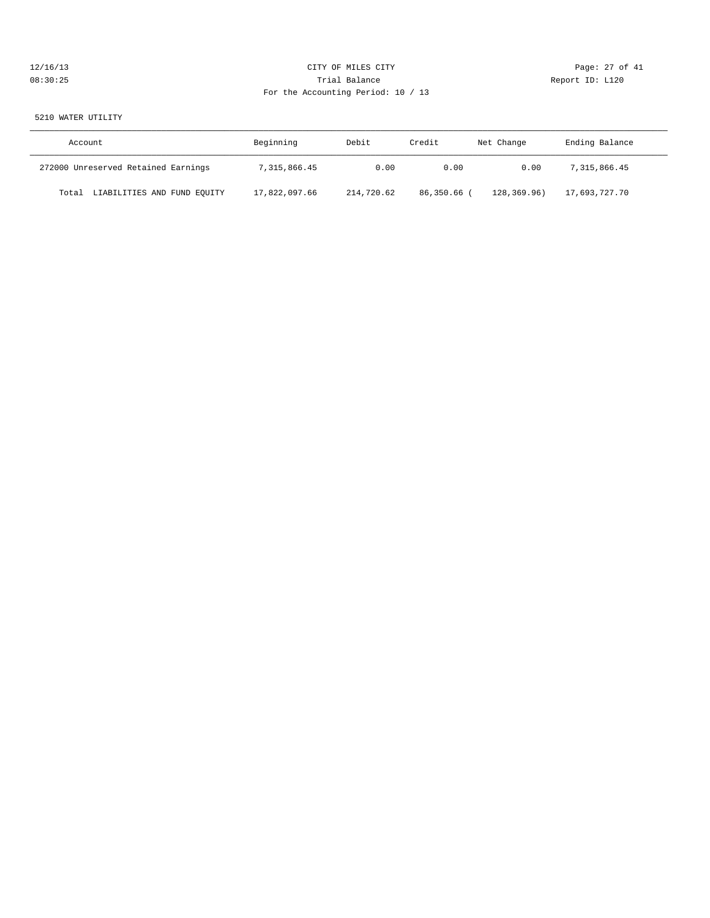5210 WATER UTILITY

| Account | Beginning | Debit | Credit | Net Change | Ending Balance |
|---|---|---|---|---|---|
| 272000 Unreserved Retained Earnings | 7,315,866.45 | 0.00 | 0.00 | 0.00 | 7,315,866.45 |
| Total LIABILITIES AND FUND EQUITY | 17,822,097.66 | 214,720.62 | 86,350.66 | ( 128,369.96) | 17,693,727.70 |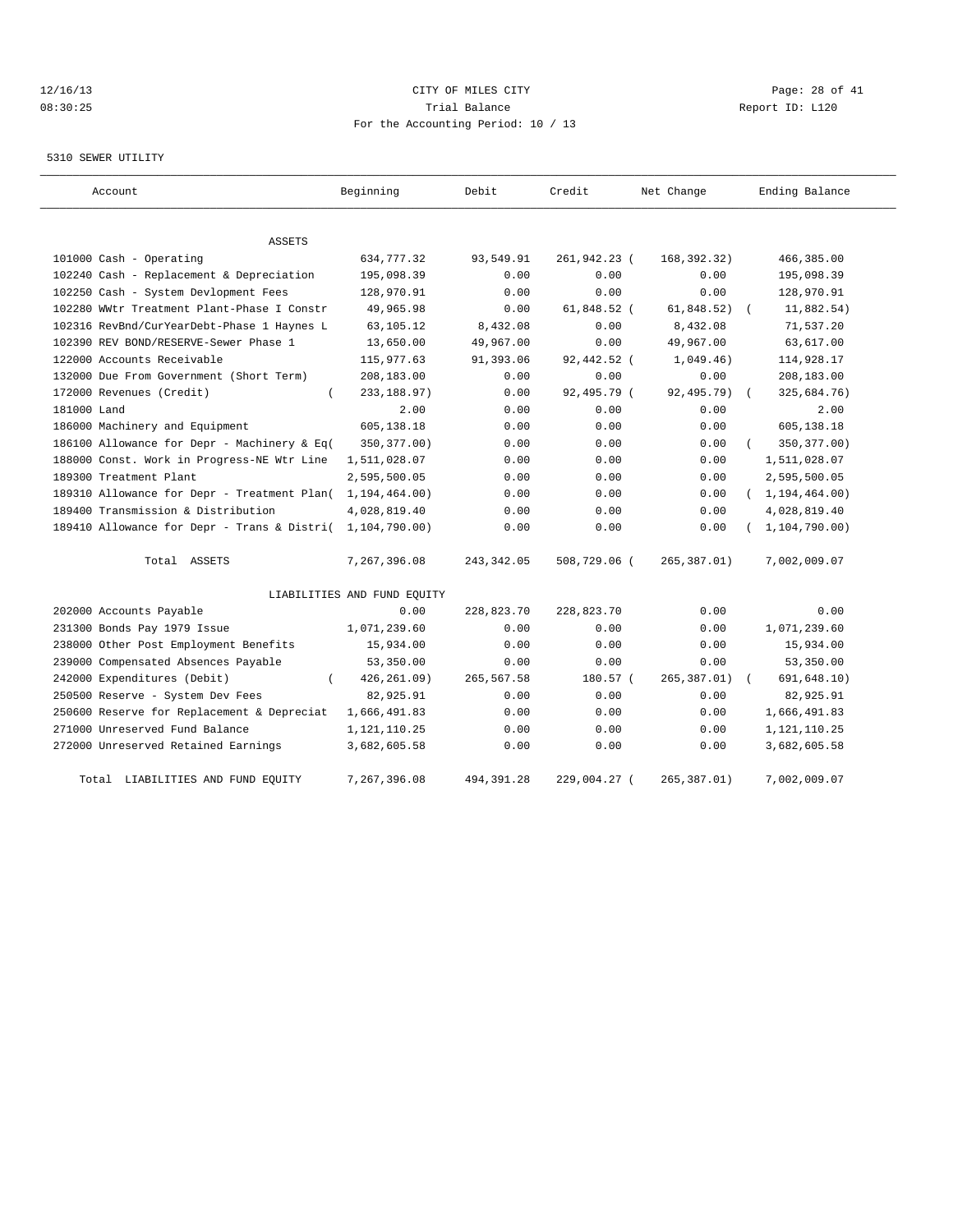12/16/13 CITY OF MILES CITY
08:30:25 Trial Balance Report ID: L120
For the Accounting Period: 10 / 13

5310 SEWER UTILITY

| Account | Beginning | Debit | Credit | Net Change | Ending Balance |
|---|---|---|---|---|---|
| **ASSETS** | | | | | |
| 101000 Cash - Operating | 634,777.32 | 93,549.91 | 261,942.23 | ( 168,392.32) | 466,385.00 |
| 102240 Cash - Replacement & Depreciation | 195,098.39 | 0.00 | 0.00 | 0.00 | 195,098.39 |
| 102250 Cash - System Devlopment Fees | 128,970.91 | 0.00 | 0.00 | 0.00 | 128,970.91 |
| 102280 WWtr Treatment Plant-Phase I Constr | 49,965.98 | 0.00 | 61,848.52 | ( 61,848.52) | ( 11,882.54) |
| 102316 RevBnd/CurYearDebt-Phase 1 Haynes L | 63,105.12 | 8,432.08 | 0.00 | 8,432.08 | 71,537.20 |
| 102390 REV BOND/RESERVE-Sewer Phase 1 | 13,650.00 | 49,967.00 | 0.00 | 49,967.00 | 63,617.00 |
| 122000 Accounts Receivable | 115,977.63 | 91,393.06 | 92,442.52 | ( 1,049.46) | 114,928.17 |
| 132000 Due From Government (Short Term) | 208,183.00 | 0.00 | 0.00 | 0.00 | 208,183.00 |
| 172000 Revenues (Credit) | ( 233,188.97) | 0.00 | 92,495.79 | ( 92,495.79) | ( 325,684.76) |
| 181000 Land | 2.00 | 0.00 | 0.00 | 0.00 | 2.00 |
| 186000 Machinery and Equipment | 605,138.18 | 0.00 | 0.00 | 0.00 | 605,138.18 |
| 186100 Allowance for Depr - Machinery & Eq | ( 350,377.00) | 0.00 | 0.00 | 0.00 | ( 350,377.00) |
| 188000 Const. Work in Progress-NE Wtr Line | 1,511,028.07 | 0.00 | 0.00 | 0.00 | 1,511,028.07 |
| 189300 Treatment Plant | 2,595,500.05 | 0.00 | 0.00 | 0.00 | 2,595,500.05 |
| 189310 Allowance for Depr - Treatment Plan | ( 1,194,464.00) | 0.00 | 0.00 | 0.00 | ( 1,194,464.00) |
| 189400 Transmission & Distribution | 4,028,819.40 | 0.00 | 0.00 | 0.00 | 4,028,819.40 |
| 189410 Allowance for Depr - Trans & Distri | ( 1,104,790.00) | 0.00 | 0.00 | 0.00 | ( 1,104,790.00) |
| Total ASSETS | 7,267,396.08 | 243,342.05 | 508,729.06 | ( 265,387.01) | 7,002,009.07 |
| **LIABILITIES AND FUND EQUITY** | | | | | |
| 202000 Accounts Payable | 0.00 | 228,823.70 | 228,823.70 | 0.00 | 0.00 |
| 231300 Bonds Pay 1979 Issue | 1,071,239.60 | 0.00 | 0.00 | 0.00 | 1,071,239.60 |
| 238000 Other Post Employment Benefits | 15,934.00 | 0.00 | 0.00 | 0.00 | 15,934.00 |
| 239000 Compensated Absences Payable | 53,350.00 | 0.00 | 0.00 | 0.00 | 53,350.00 |
| 242000 Expenditures (Debit) | ( 426,261.09) | 265,567.58 | 180.57 | ( 265,387.01) | ( 691,648.10) |
| 250500 Reserve - System Dev Fees | 82,925.91 | 0.00 | 0.00 | 0.00 | 82,925.91 |
| 250600 Reserve for Replacement & Depreciat | 1,666,491.83 | 0.00 | 0.00 | 0.00 | 1,666,491.83 |
| 271000 Unreserved Fund Balance | 1,121,110.25 | 0.00 | 0.00 | 0.00 | 1,121,110.25 |
| 272000 Unreserved Retained Earnings | 3,682,605.58 | 0.00 | 0.00 | 0.00 | 3,682,605.58 |
| Total LIABILITIES AND FUND EQUITY | 7,267,396.08 | 494,391.28 | 229,004.27 | ( 265,387.01) | 7,002,009.07 |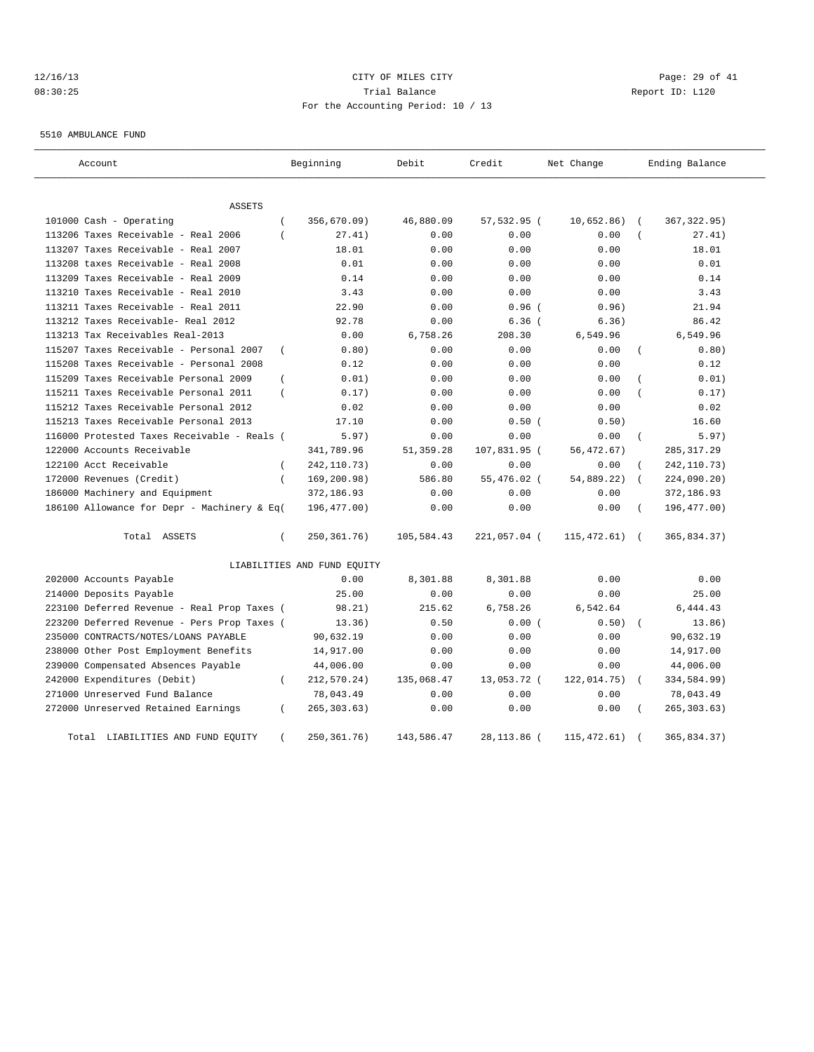12/16/13 CITY OF MILES CITY
08:30:25 Trial Balance Report ID: L120
For the Accounting Period: 10 / 13

5510 AMBULANCE FUND

| Account | Beginning | Debit | Credit | Net Change | Ending Balance |
|---|---|---|---|---|---|
| ASSETS | | | | | |
| 101000 Cash - Operating | ( 356,670.09) | 46,880.09 | 57,532.95 ( | 10,652.86) | ( 367,322.95) |
| 113206 Taxes Receivable - Real 2006 | ( 27.41) | 0.00 | 0.00 | 0.00 | ( 27.41) |
| 113207 Taxes Receivable - Real 2007 | 18.01 | 0.00 | 0.00 | 0.00 | 18.01 |
| 113208 taxes Receivable - Real 2008 | 0.01 | 0.00 | 0.00 | 0.00 | 0.01 |
| 113209 Taxes Receivable - Real 2009 | 0.14 | 0.00 | 0.00 | 0.00 | 0.14 |
| 113210 Taxes Receivable - Real 2010 | 3.43 | 0.00 | 0.00 | 0.00 | 3.43 |
| 113211 Taxes Receivable - Real 2011 | 22.90 | 0.00 | 0.96 ( | 0.96) | 21.94 |
| 113212 Taxes Receivable- Real 2012 | 92.78 | 0.00 | 6.36 ( | 6.36) | 86.42 |
| 113213 Tax Receivables Real-2013 | 0.00 | 6,758.26 | 208.30 | 6,549.96 | 6,549.96 |
| 115207 Taxes Receivable - Personal 2007 | ( 0.80) | 0.00 | 0.00 | 0.00 | ( 0.80) |
| 115208 Taxes Receivable - Personal 2008 | 0.12 | 0.00 | 0.00 | 0.00 | 0.12 |
| 115209 Taxes Receivable Personal 2009 | ( 0.01) | 0.00 | 0.00 | 0.00 | ( 0.01) |
| 115211 Taxes Receivable Personal 2011 | ( 0.17) | 0.00 | 0.00 | 0.00 | ( 0.17) |
| 115212 Taxes Receivable Personal 2012 | 0.02 | 0.00 | 0.00 | 0.00 | 0.02 |
| 115213 Taxes Receivable Personal 2013 | 17.10 | 0.00 | 0.50 ( | 0.50) | 16.60 |
| 116000 Protested Taxes Receivable - Reals | ( 5.97) | 0.00 | 0.00 | 0.00 | ( 5.97) |
| 122000 Accounts Receivable | 341,789.96 | 51,359.28 | 107,831.95 ( | 56,472.67) | 285,317.29 |
| 122100 Acct Receivable | ( 242,110.73) | 0.00 | 0.00 | 0.00 | ( 242,110.73) |
| 172000 Revenues (Credit) | ( 169,200.98) | 586.80 | 55,476.02 ( | 54,889.22) | ( 224,090.20) |
| 186000 Machinery and Equipment | 372,186.93 | 0.00 | 0.00 | 0.00 | 372,186.93 |
| 186100 Allowance for Depr - Machinery & Eq | ( 196,477.00) | 0.00 | 0.00 | 0.00 | ( 196,477.00) |
| Total ASSETS | ( 250,361.76) | 105,584.43 | 221,057.04 ( | 115,472.61) | ( 365,834.37) |
| LIABILITIES AND FUND EQUITY | | | | | |
| 202000 Accounts Payable | 0.00 | 8,301.88 | 8,301.88 | 0.00 | 0.00 |
| 214000 Deposits Payable | 25.00 | 0.00 | 0.00 | 0.00 | 25.00 |
| 223100 Deferred Revenue - Real Prop Taxes | ( 98.21) | 215.62 | 6,758.26 | 6,542.64 | 6,444.43 |
| 223200 Deferred Revenue - Pers Prop Taxes | ( 13.36) | 0.50 | 0.00 ( | 0.50) | ( 13.86) |
| 235000 CONTRACTS/NOTES/LOANS PAYABLE | 90,632.19 | 0.00 | 0.00 | 0.00 | 90,632.19 |
| 238000 Other Post Employment Benefits | 14,917.00 | 0.00 | 0.00 | 0.00 | 14,917.00 |
| 239000 Compensated Absences Payable | 44,006.00 | 0.00 | 0.00 | 0.00 | 44,006.00 |
| 242000 Expenditures (Debit) | ( 212,570.24) | 135,068.47 | 13,053.72 ( | 122,014.75) | ( 334,584.99) |
| 271000 Unreserved Fund Balance | 78,043.49 | 0.00 | 0.00 | 0.00 | 78,043.49 |
| 272000 Unreserved Retained Earnings | ( 265,303.63) | 0.00 | 0.00 | 0.00 | ( 265,303.63) |
| Total LIABILITIES AND FUND EQUITY | ( 250,361.76) | 143,586.47 | 28,113.86 ( | 115,472.61) | ( 365,834.37) |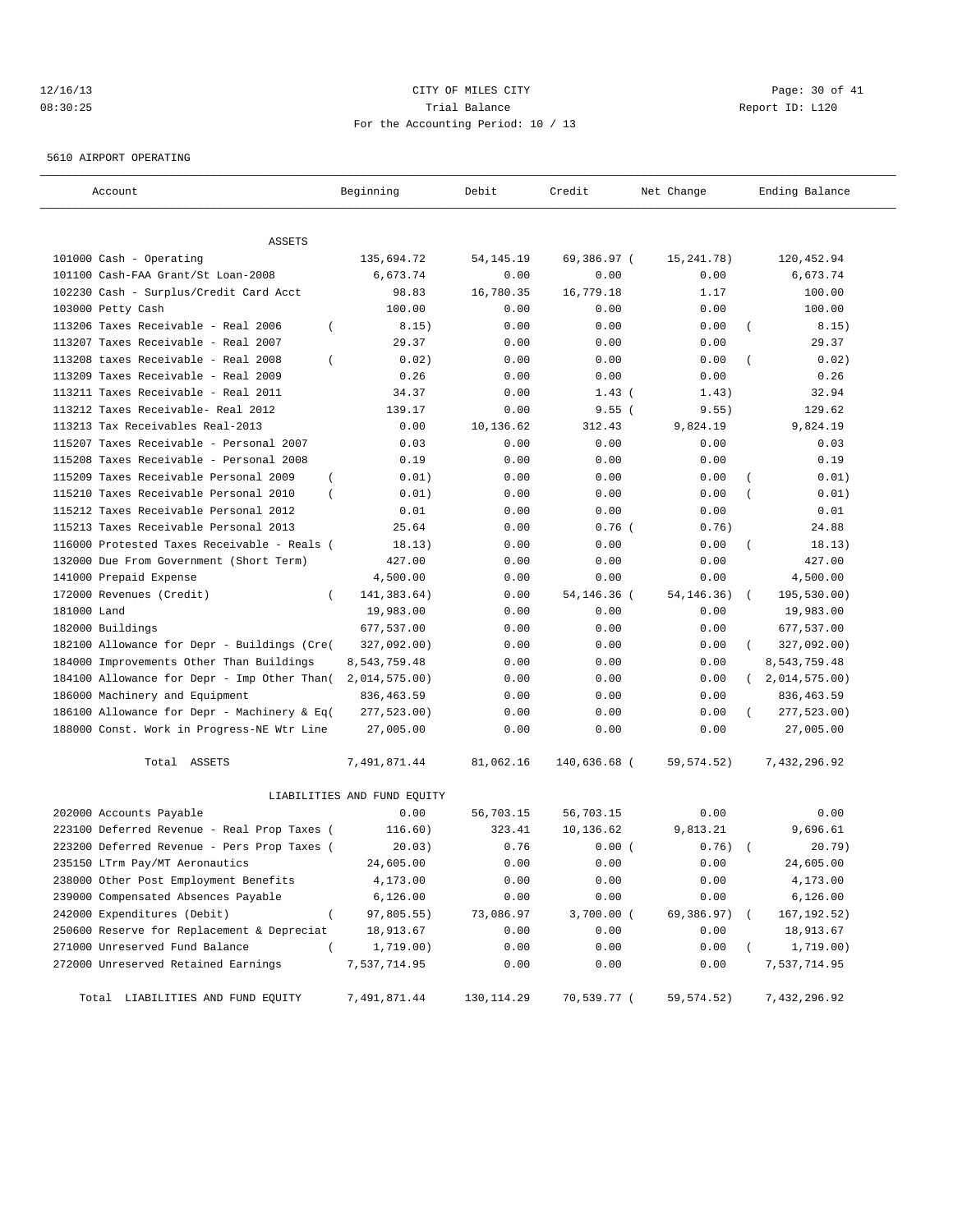CITY OF MILES CITY
Trial Balance
For the Accounting Period: 10 / 13

12/16/13
08:30:25

Report ID: L120

5610 AIRPORT OPERATING

| Account | Beginning | Debit | Credit | Net Change | Ending Balance |
|---|---|---|---|---|---|
| ASSETS | | | | | |
| 101000 Cash - Operating | 135,694.72 | 54,145.19 | 69,386.97 | (15,241.78) | 120,452.94 |
| 101100 Cash-FAA Grant/St Loan-2008 | 6,673.74 | 0.00 | 0.00 | 0.00 | 6,673.74 |
| 102230 Cash - Surplus/Credit Card Acct | 98.83 | 16,780.35 | 16,779.18 | 1.17 | 100.00 |
| 103000 Petty Cash | 100.00 | 0.00 | 0.00 | 0.00 | 100.00 |
| 113206 Taxes Receivable - Real 2006 | (8.15) | 0.00 | 0.00 | 0.00 | (8.15) |
| 113207 Taxes Receivable - Real 2007 | 29.37 | 0.00 | 0.00 | 0.00 | 29.37 |
| 113208 taxes Receivable - Real 2008 | (0.02) | 0.00 | 0.00 | 0.00 | (0.02) |
| 113209 Taxes Receivable - Real 2009 | 0.26 | 0.00 | 0.00 | 0.00 | 0.26 |
| 113211 Taxes Receivable - Real 2011 | 34.37 | 0.00 | 1.43 | (1.43) | 32.94 |
| 113212 Taxes Receivable- Real 2012 | 139.17 | 0.00 | 9.55 | (9.55) | 129.62 |
| 113213 Tax Receivables Real-2013 | 0.00 | 10,136.62 | 312.43 | 9,824.19 | 9,824.19 |
| 115207 Taxes Receivable - Personal 2007 | 0.03 | 0.00 | 0.00 | 0.00 | 0.03 |
| 115208 Taxes Receivable - Personal 2008 | 0.19 | 0.00 | 0.00 | 0.00 | 0.19 |
| 115209 Taxes Receivable Personal 2009 | (0.01) | 0.00 | 0.00 | 0.00 | (0.01) |
| 115210 Taxes Receivable Personal 2010 | (0.01) | 0.00 | 0.00 | 0.00 | (0.01) |
| 115212 Taxes Receivable Personal 2012 | 0.01 | 0.00 | 0.00 | 0.00 | 0.01 |
| 115213 Taxes Receivable Personal 2013 | 25.64 | 0.00 | 0.76 | (0.76) | 24.88 |
| 116000 Protested Taxes Receivable - Reals | (18.13) | 0.00 | 0.00 | 0.00 | (18.13) |
| 132000 Due From Government (Short Term) | 427.00 | 0.00 | 0.00 | 0.00 | 427.00 |
| 141000 Prepaid Expense | 4,500.00 | 0.00 | 0.00 | 0.00 | 4,500.00 |
| 172000 Revenues (Credit) | (141,383.64) | 0.00 | 54,146.36 | (54,146.36) | (195,530.00) |
| 181000 Land | 19,983.00 | 0.00 | 0.00 | 0.00 | 19,983.00 |
| 182000 Buildings | 677,537.00 | 0.00 | 0.00 | 0.00 | 677,537.00 |
| 182100 Allowance for Depr - Buildings (Cre | (327,092.00) | 0.00 | 0.00 | 0.00 | (327,092.00) |
| 184000 Improvements Other Than Buildings | 8,543,759.48 | 0.00 | 0.00 | 0.00 | 8,543,759.48 |
| 184100 Allowance for Depr - Imp Other Than | (2,014,575.00) | 0.00 | 0.00 | 0.00 | (2,014,575.00) |
| 186000 Machinery and Equipment | 836,463.59 | 0.00 | 0.00 | 0.00 | 836,463.59 |
| 186100 Allowance for Depr - Machinery & Eq | (277,523.00) | 0.00 | 0.00 | 0.00 | (277,523.00) |
| 188000 Const. Work in Progress-NE Wtr Line | 27,005.00 | 0.00 | 0.00 | 0.00 | 27,005.00 |
| Total ASSETS | 7,491,871.44 | 81,062.16 | 140,636.68 | (59,574.52) | 7,432,296.92 |
| LIABILITIES AND FUND EQUITY | | | | | |
| 202000 Accounts Payable | 0.00 | 56,703.15 | 56,703.15 | 0.00 | 0.00 |
| 223100 Deferred Revenue - Real Prop Taxes | (116.60) | 323.41 | 10,136.62 | 9,813.21 | 9,696.61 |
| 223200 Deferred Revenue - Pers Prop Taxes | (20.03) | 0.76 | 0.00 | (0.76) | (20.79) |
| 235150 LTrm Pay/MT Aeronautics | 24,605.00 | 0.00 | 0.00 | 0.00 | 24,605.00 |
| 238000 Other Post Employment Benefits | 4,173.00 | 0.00 | 0.00 | 0.00 | 4,173.00 |
| 239000 Compensated Absences Payable | 6,126.00 | 0.00 | 0.00 | 0.00 | 6,126.00 |
| 242000 Expenditures (Debit) | (97,805.55) | 73,086.97 | 3,700.00 | (69,386.97) | (167,192.52) |
| 250600 Reserve for Replacement & Depreciat | 18,913.67 | 0.00 | 0.00 | 0.00 | 18,913.67 |
| 271000 Unreserved Fund Balance | (1,719.00) | 0.00 | 0.00 | 0.00 | (1,719.00) |
| 272000 Unreserved Retained Earnings | 7,537,714.95 | 0.00 | 0.00 | 0.00 | 7,537,714.95 |
| Total LIABILITIES AND FUND EQUITY | 7,491,871.44 | 130,114.29 | 70,539.77 | (59,574.52) | 7,432,296.92 |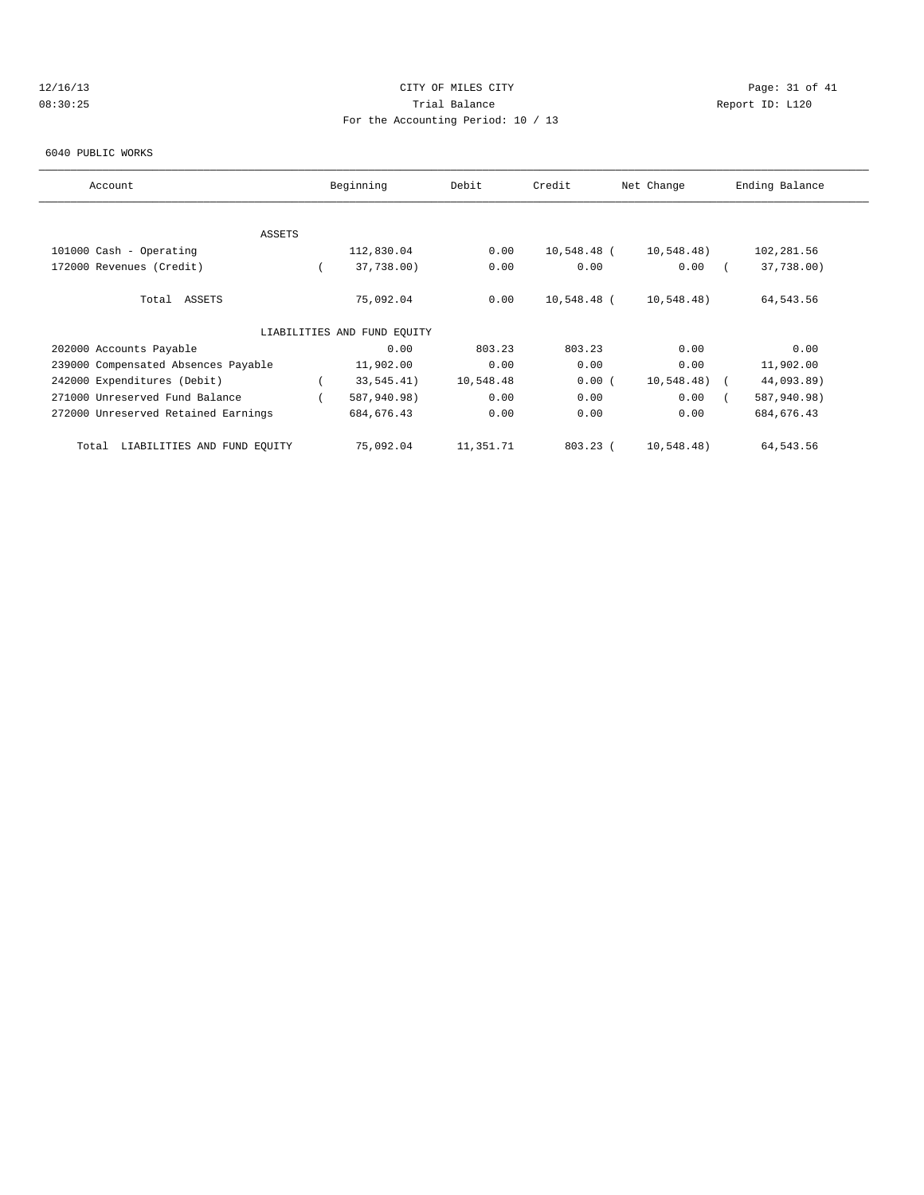CITY OF MILES CITY
Trial Balance
For the Accounting Period: 10 / 13

12/16/13
08:30:25

Report ID: L120

6040 PUBLIC WORKS

| Account | Beginning | Debit | Credit | Net Change | Ending Balance |
|---|---|---|---|---|---|
| ASSETS | | | | | |
| 101000 Cash - Operating | 112,830.04 | 0.00 | 10,548.48 | ( 10,548.48) | 102,281.56 |
| 172000 Revenues (Credit) | ( 37,738.00) | 0.00 | 0.00 | 0.00 | ( 37,738.00) |
| Total ASSETS | 75,092.04 | 0.00 | 10,548.48 | ( 10,548.48) | 64,543.56 |
| LIABILITIES AND FUND EQUITY | | | | | |
| 202000 Accounts Payable | 0.00 | 803.23 | 803.23 | 0.00 | 0.00 |
| 239000 Compensated Absences Payable | 11,902.00 | 0.00 | 0.00 | 0.00 | 11,902.00 |
| 242000 Expenditures (Debit) | ( 33,545.41) | 10,548.48 | 0.00 | ( 10,548.48) | ( 44,093.89) |
| 271000 Unreserved Fund Balance | ( 587,940.98) | 0.00 | 0.00 | 0.00 | ( 587,940.98) |
| 272000 Unreserved Retained Earnings | 684,676.43 | 0.00 | 0.00 | 0.00 | 684,676.43 |
| Total LIABILITIES AND FUND EQUITY | 75,092.04 | 11,351.71 | 803.23 | ( 10,548.48) | 64,543.56 |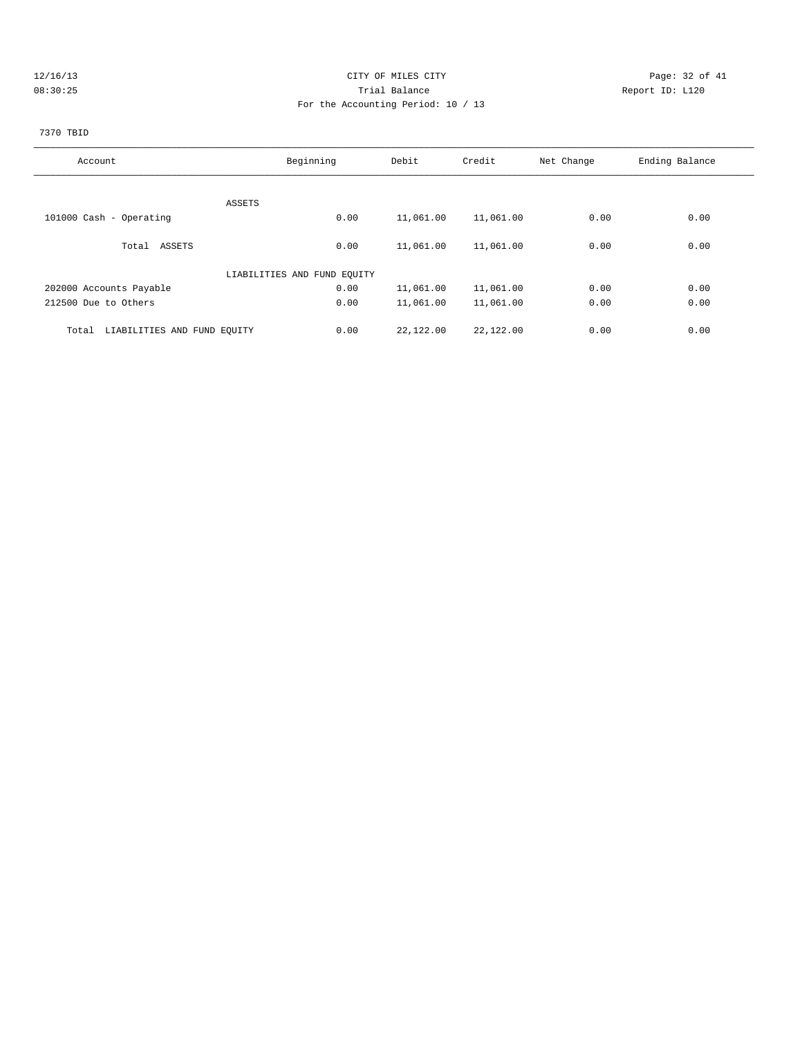12/16/13 CITY OF MILES CITY
08:30:25 Trial Balance Report ID: L120
For the Accounting Period: 10 / 13

7370 TBID

| Account | Beginning | Debit | Credit | Net Change | Ending Balance |
|---|---|---|---|---|---|
| ASSETS | | | | | |
| 101000 Cash - Operating | 0.00 | 11,061.00 | 11,061.00 | 0.00 | 0.00 |
| Total ASSETS | 0.00 | 11,061.00 | 11,061.00 | 0.00 | 0.00 |
| LIABILITIES AND FUND EQUITY | | | | | |
| 202000 Accounts Payable | 0.00 | 11,061.00 | 11,061.00 | 0.00 | 0.00 |
| 212500 Due to Others | 0.00 | 11,061.00 | 11,061.00 | 0.00 | 0.00 |
| Total LIABILITIES AND FUND EQUITY | 0.00 | 22,122.00 | 22,122.00 | 0.00 | 0.00 |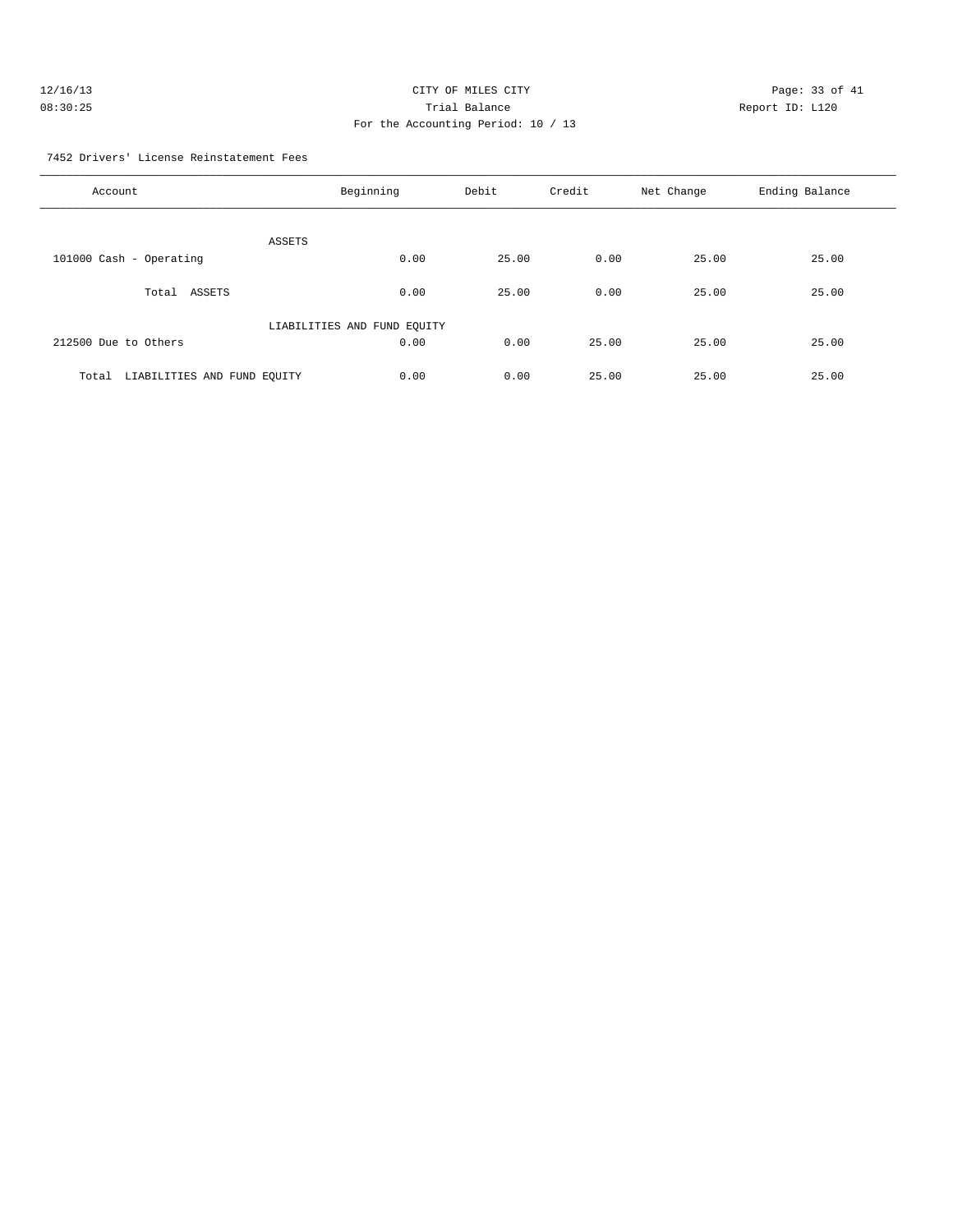CITY OF MILES CITY

Trial Balance

For the Accounting Period: 10 / 13

12/16/13
08:30:25

Report ID: L120

7452 Drivers' License Reinstatement Fees

| Account | Beginning | Debit | Credit | Net Change | Ending Balance |
|---|---|---|---|---|---|
| ASSETS | | | | | |
| 101000 Cash - Operating | 0.00 | 25.00 | 0.00 | 25.00 | 25.00 |
| Total ASSETS | 0.00 | 25.00 | 0.00 | 25.00 | 25.00 |
| LIABILITIES AND FUND EQUITY | | | | | |
| 212500 Due to Others | 0.00 | 0.00 | 25.00 | 25.00 | 25.00 |
| Total LIABILITIES AND FUND EQUITY | 0.00 | 0.00 | 25.00 | 25.00 | 25.00 |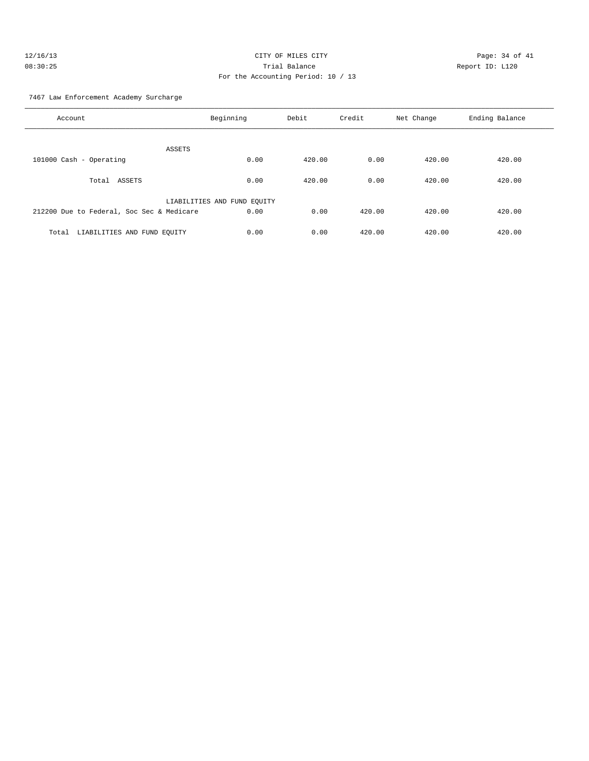CITY OF MILES CITY
Trial Balance
For the Accounting Period: 10 / 13

12/16/13
08:30:25

Report ID: L120

7467 Law Enforcement Academy Surcharge

| Account | Beginning | Debit | Credit | Net Change | Ending Balance |
|---|---|---|---|---|---|
| ASSETS | | | | | |
| 101000 Cash - Operating | 0.00 | 420.00 | 0.00 | 420.00 | 420.00 |
| Total ASSETS | 0.00 | 420.00 | 0.00 | 420.00 | 420.00 |
| LIABILITIES AND FUND EQUITY | | | | | |
| 212200 Due to Federal, Soc Sec & Medicare | 0.00 | 0.00 | 420.00 | 420.00 | 420.00 |
| Total LIABILITIES AND FUND EQUITY | 0.00 | 0.00 | 420.00 | 420.00 | 420.00 |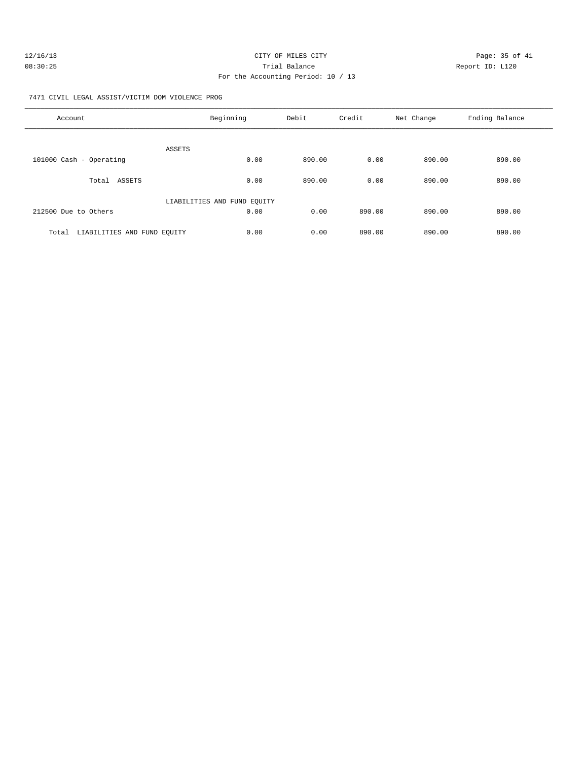CITY OF MILES CITY
Trial Balance
For the Accounting Period: 10 / 13

12/16/13
08:30:25

Report ID: L120

7471 CIVIL LEGAL ASSIST/VICTIM DOM VIOLENCE PROG

| Account | Beginning | Debit | Credit | Net Change | Ending Balance |
|---|---|---|---|---|---|
| ASSETS | | | | | |
| 101000 Cash - Operating | 0.00 | 890.00 | 0.00 | 890.00 | 890.00 |
| Total ASSETS | 0.00 | 890.00 | 0.00 | 890.00 | 890.00 |
| LIABILITIES AND FUND EQUITY | | | | | |
| 212500 Due to Others | 0.00 | 0.00 | 890.00 | 890.00 | 890.00 |
| Total LIABILITIES AND FUND EQUITY | 0.00 | 0.00 | 890.00 | 890.00 | 890.00 |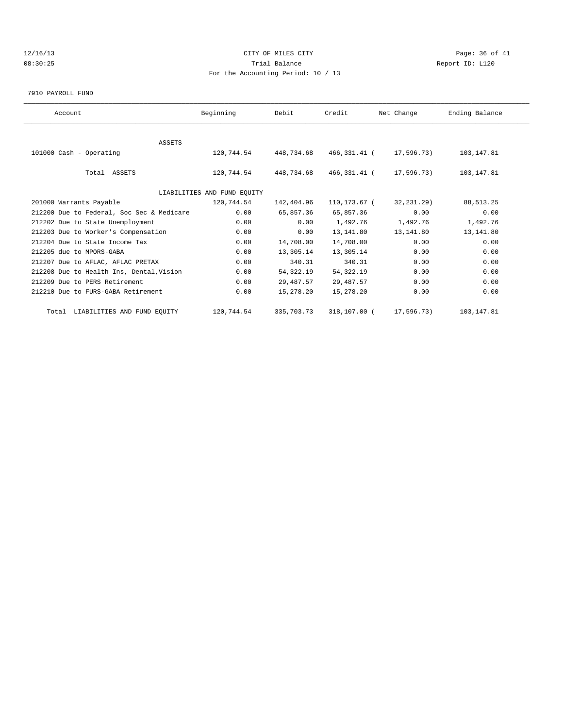CITY OF MILES CITY
Trial Balance
For the Accounting Period: 10 / 13

12/16/13
08:30:25

Report ID: L120

7910 PAYROLL FUND

| Account | Beginning | Debit | Credit | Net Change | Ending Balance |
|---|---|---|---|---|---|
| ASSETS | | | | | |
| 101000 Cash - Operating | 120,744.54 | 448,734.68 | 466,331.41 | ( 17,596.73) | 103,147.81 |
| Total ASSETS | 120,744.54 | 448,734.68 | 466,331.41 | ( 17,596.73) | 103,147.81 |
| LIABILITIES AND FUND EQUITY | | | | | |
| 201000 Warrants Payable | 120,744.54 | 142,404.96 | 110,173.67 | ( 32,231.29) | 88,513.25 |
| 212200 Due to Federal, Soc Sec & Medicare | 0.00 | 65,857.36 | 65,857.36 | 0.00 | 0.00 |
| 212202 Due to State Unemployment | 0.00 | 0.00 | 1,492.76 | 1,492.76 | 1,492.76 |
| 212203 Due to Worker's Compensation | 0.00 | 0.00 | 13,141.80 | 13,141.80 | 13,141.80 |
| 212204 Due to State Income Tax | 0.00 | 14,708.00 | 14,708.00 | 0.00 | 0.00 |
| 212205 due to MPORS-GABA | 0.00 | 13,305.14 | 13,305.14 | 0.00 | 0.00 |
| 212207 Due to AFLAC, AFLAC PRETAX | 0.00 | 340.31 | 340.31 | 0.00 | 0.00 |
| 212208 Due to Health Ins, Dental,Vision | 0.00 | 54,322.19 | 54,322.19 | 0.00 | 0.00 |
| 212209 Due to PERS Retirement | 0.00 | 29,487.57 | 29,487.57 | 0.00 | 0.00 |
| 212210 Due to FURS-GABA Retirement | 0.00 | 15,278.20 | 15,278.20 | 0.00 | 0.00 |
| Total LIABILITIES AND FUND EQUITY | 120,744.54 | 335,703.73 | 318,107.00 | ( 17,596.73) | 103,147.81 |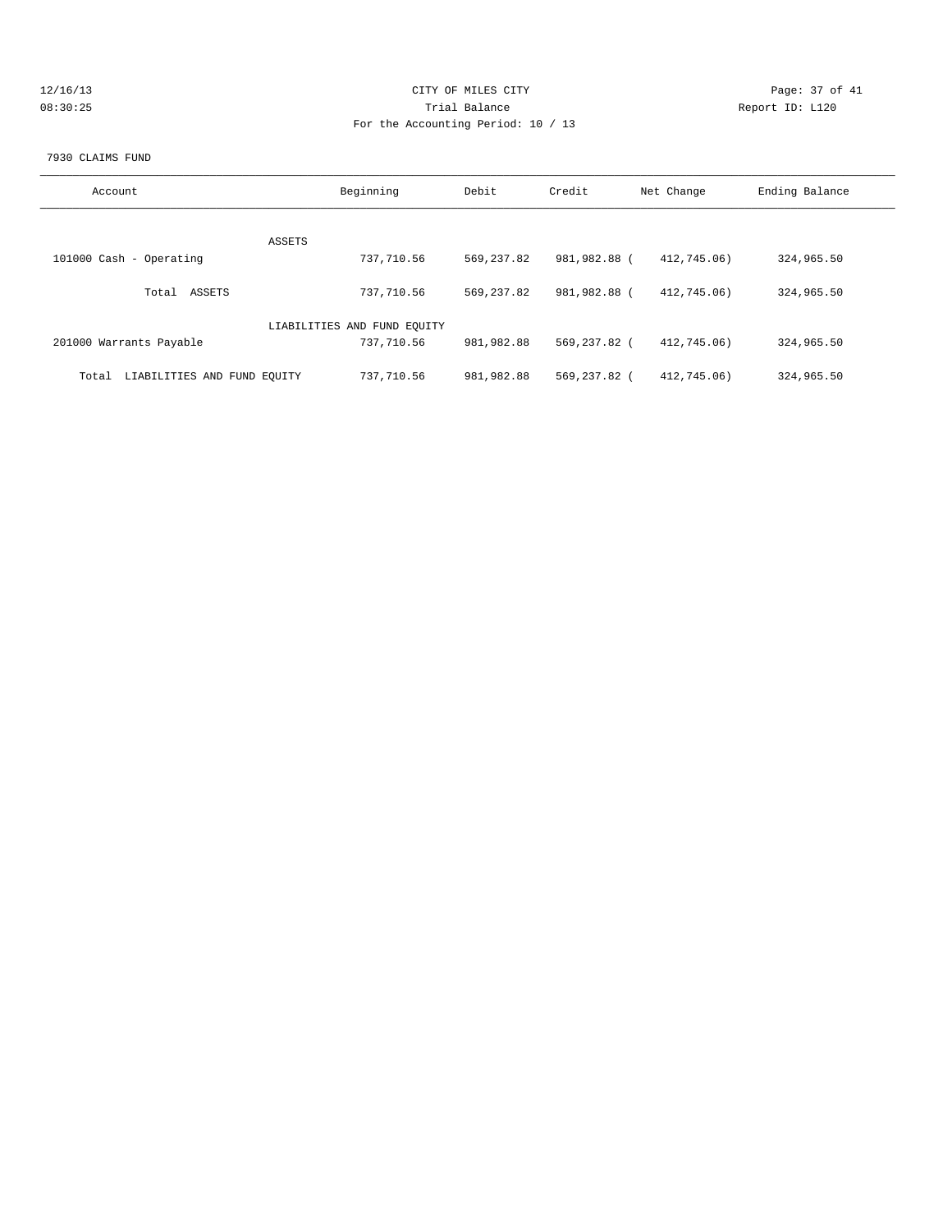# CITY OF MILES CITY

## Trial Balance

For the Accounting Period: 10 / 13

12/16/13 08:30:25 — Report ID: L120

7930 CLAIMS FUND

| Account | Beginning | Debit | Credit | Net Change | Ending Balance |
|---|---|---|---|---|---|
| ASSETS | | | | | |
| 101000 Cash - Operating | 737,710.56 | 569,237.82 | 981,982.88 | ( 412,745.06) | 324,965.50 |
| Total ASSETS | 737,710.56 | 569,237.82 | 981,982.88 | ( 412,745.06) | 324,965.50 |
| LIABILITIES AND FUND EQUITY | | | | | |
| 201000 Warrants Payable | 737,710.56 | 981,982.88 | 569,237.82 | ( 412,745.06) | 324,965.50 |
| Total LIABILITIES AND FUND EQUITY | 737,710.56 | 981,982.88 | 569,237.82 | ( 412,745.06) | 324,965.50 |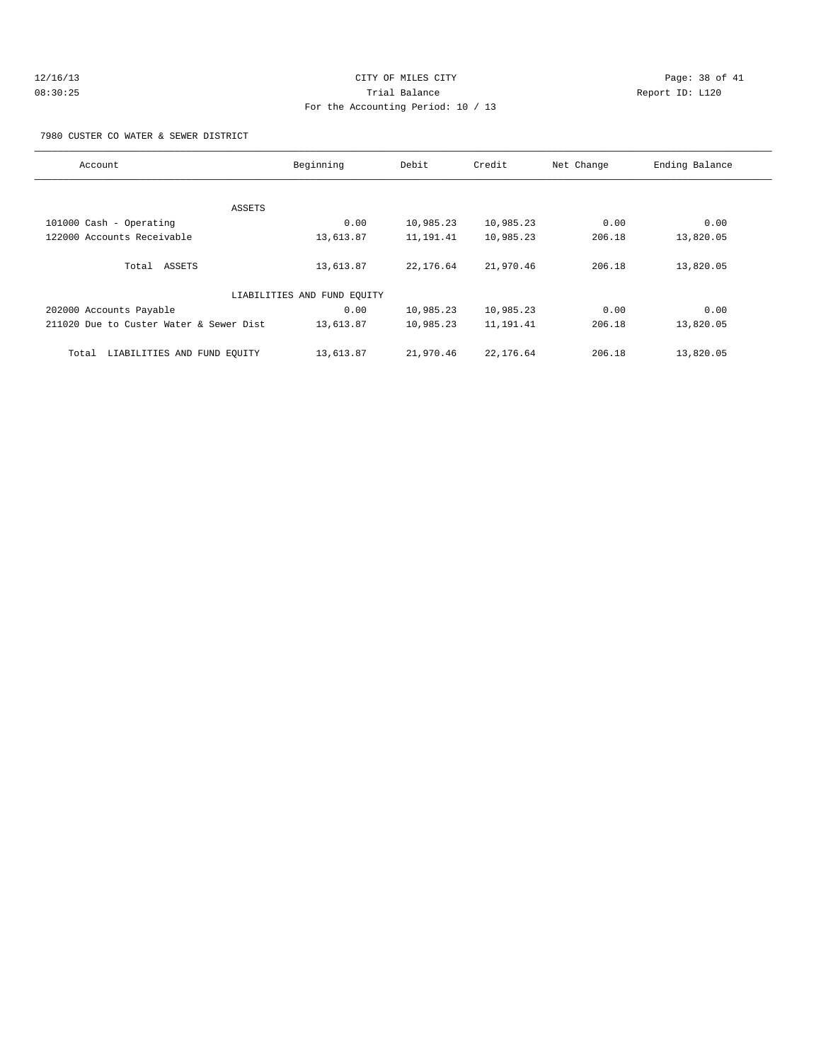CITY OF MILES CITY

Trial Balance

For the Accounting Period: 10 / 13

12/16/13 08:30:25 — Report ID: L120

7980 CUSTER CO WATER & SEWER DISTRICT

| Account | Beginning | Debit | Credit | Net Change | Ending Balance |
|---|---|---|---|---|---|
| ASSETS | | | | | |
| 101000 Cash - Operating | 0.00 | 10,985.23 | 10,985.23 | 0.00 | 0.00 |
| 122000 Accounts Receivable | 13,613.87 | 11,191.41 | 10,985.23 | 206.18 | 13,820.05 |
| Total ASSETS | 13,613.87 | 22,176.64 | 21,970.46 | 206.18 | 13,820.05 |
| LIABILITIES AND FUND EQUITY | | | | | |
| 202000 Accounts Payable | 0.00 | 10,985.23 | 10,985.23 | 0.00 | 0.00 |
| 211020 Due to Custer Water & Sewer Dist | 13,613.87 | 10,985.23 | 11,191.41 | 206.18 | 13,820.05 |
| Total LIABILITIES AND FUND EQUITY | 13,613.87 | 21,970.46 | 22,176.64 | 206.18 | 13,820.05 |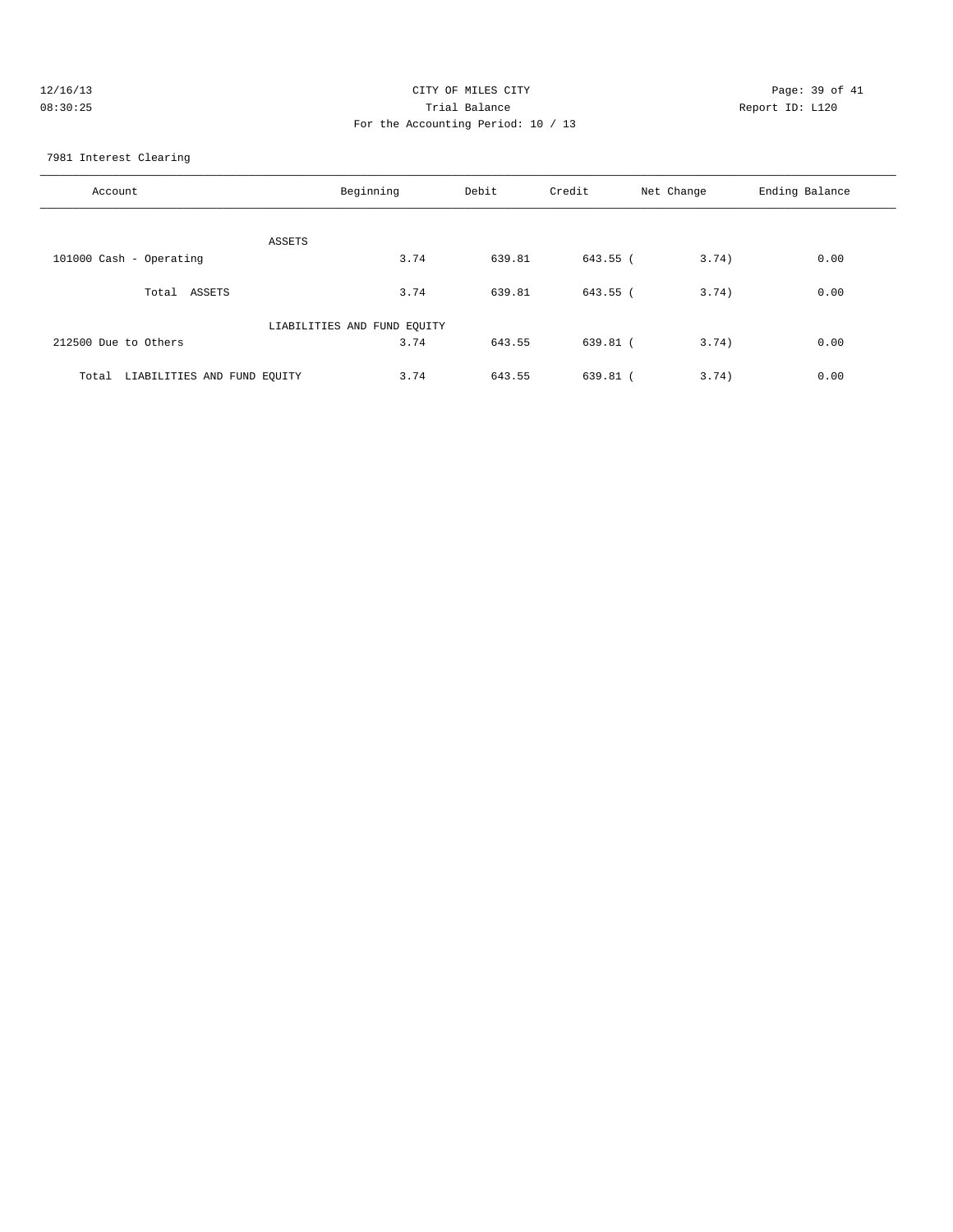12/16/13 CITY OF MILES CITY
08:30:25 Trial Balance Report ID: L120
For the Accounting Period: 10 / 13

7981 Interest Clearing

| Account | Beginning | Debit | Credit | Net Change | Ending Balance |
|---|---|---|---|---|---|
| ASSETS | | | | | |
| 101000 Cash - Operating | 3.74 | 639.81 | 643.55 | ( 3.74) | 0.00 |
| Total ASSETS | 3.74 | 639.81 | 643.55 | ( 3.74) | 0.00 |
| LIABILITIES AND FUND EQUITY | | | | | |
| 212500 Due to Others | 3.74 | 643.55 | 639.81 | ( 3.74) | 0.00 |
| Total LIABILITIES AND FUND EQUITY | 3.74 | 643.55 | 639.81 | ( 3.74) | 0.00 |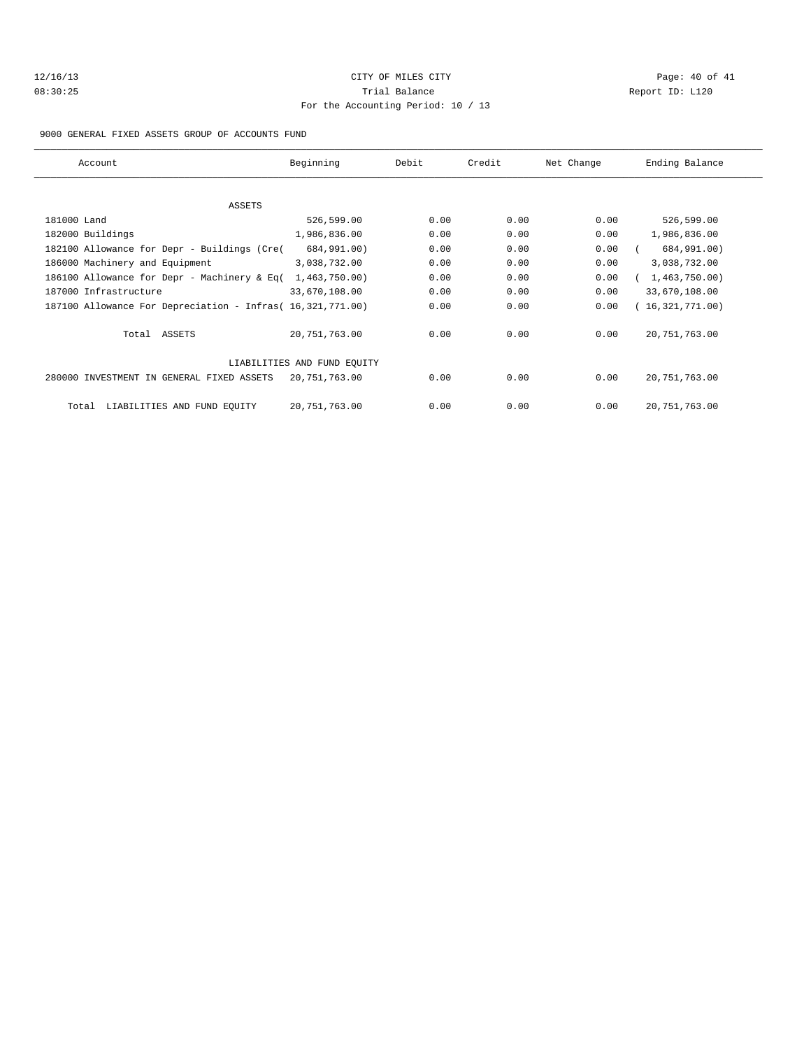CITY OF MILES CITY

Trial Balance

For the Accounting Period: 10 / 13

12/16/13
08:30:25

Report ID: L120

9000 GENERAL FIXED ASSETS GROUP OF ACCOUNTS FUND

| Account | Beginning | Debit | Credit | Net Change | Ending Balance |
|---|---|---|---|---|---|
| ASSETS | | | | | |
| 181000 Land | 526,599.00 | 0.00 | 0.00 | 0.00 | 526,599.00 |
| 182000 Buildings | 1,986,836.00 | 0.00 | 0.00 | 0.00 | 1,986,836.00 |
| 182100 Allowance for Depr - Buildings (Cre( | 684,991.00) | 0.00 | 0.00 | 0.00 | ( 684,991.00) |
| 186000 Machinery and Equipment | 3,038,732.00 | 0.00 | 0.00 | 0.00 | 3,038,732.00 |
| 186100 Allowance for Depr - Machinery & Eq( | 1,463,750.00) | 0.00 | 0.00 | 0.00 | ( 1,463,750.00) |
| 187000 Infrastructure | 33,670,108.00 | 0.00 | 0.00 | 0.00 | 33,670,108.00 |
| 187100 Allowance For Depreciation - Infras( | 16,321,771.00) | 0.00 | 0.00 | 0.00 | ( 16,321,771.00) |
| Total ASSETS | 20,751,763.00 | 0.00 | 0.00 | 0.00 | 20,751,763.00 |
| LIABILITIES AND FUND EQUITY | | | | | |
| 280000 INVESTMENT IN GENERAL FIXED ASSETS | 20,751,763.00 | 0.00 | 0.00 | 0.00 | 20,751,763.00 |
| Total LIABILITIES AND FUND EQUITY | 20,751,763.00 | 0.00 | 0.00 | 0.00 | 20,751,763.00 |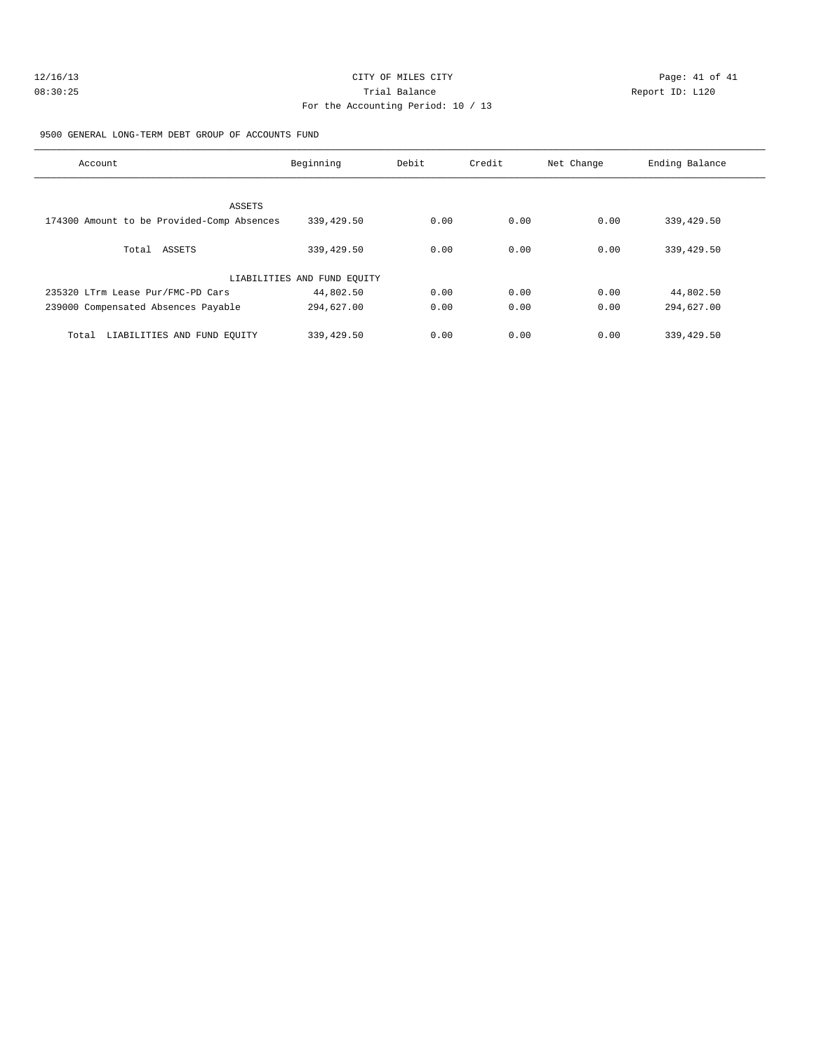CITY OF MILES CITY

Trial Balance

For the Accounting Period: 10 / 13

9500 GENERAL LONG-TERM DEBT GROUP OF ACCOUNTS FUND

| Account | Beginning | Debit | Credit | Net Change | Ending Balance |
|---|---|---|---|---|---|
| ASSETS | | | | | |
| 174300 Amount to be Provided-Comp Absences | 339,429.50 | 0.00 | 0.00 | 0.00 | 339,429.50 |
| Total ASSETS | 339,429.50 | 0.00 | 0.00 | 0.00 | 339,429.50 |
| LIABILITIES AND FUND EQUITY | | | | | |
| 235320 LTrm Lease Pur/FMC-PD Cars | 44,802.50 | 0.00 | 0.00 | 0.00 | 44,802.50 |
| 239000 Compensated Absences Payable | 294,627.00 | 0.00 | 0.00 | 0.00 | 294,627.00 |
| Total LIABILITIES AND FUND EQUITY | 339,429.50 | 0.00 | 0.00 | 0.00 | 339,429.50 |